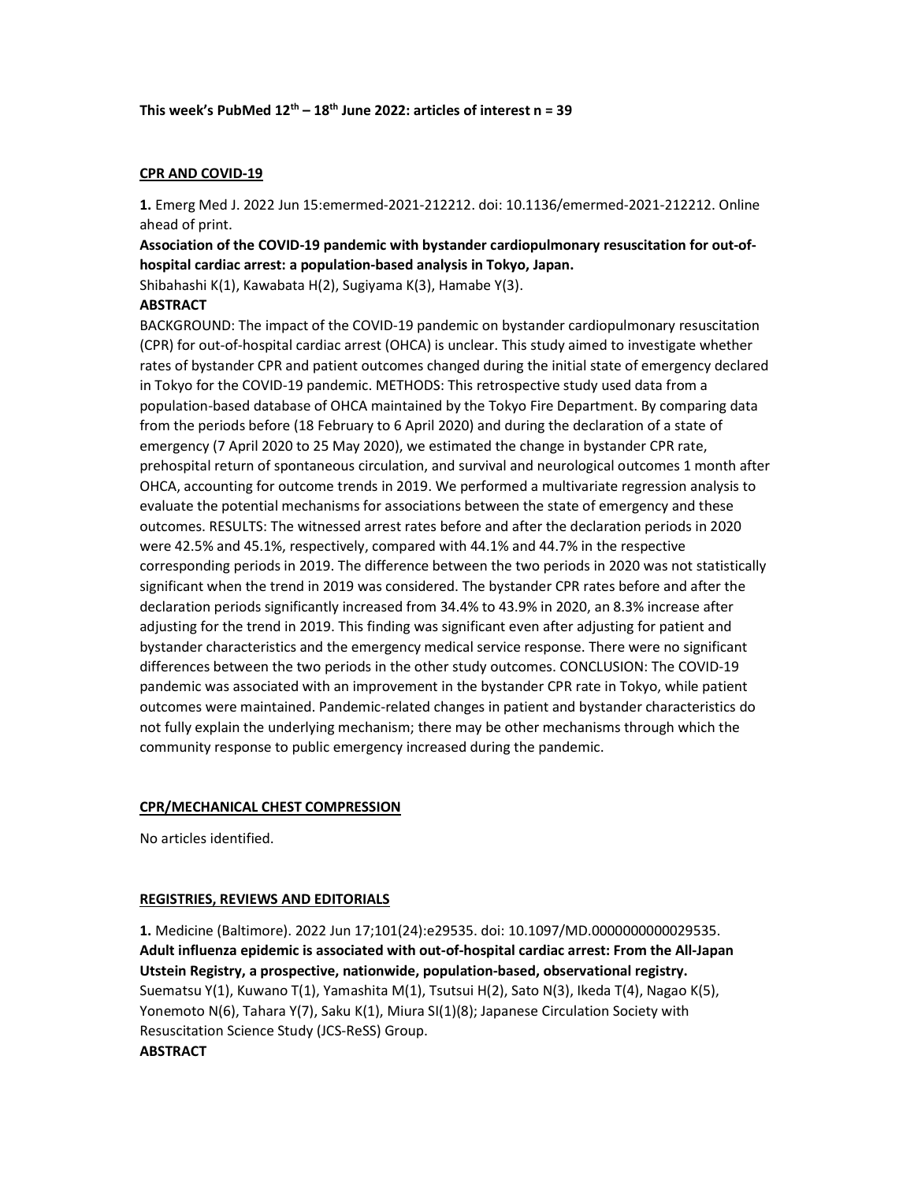**This week's PubMed 12th – 18th June 2022: articles of interest n = 39**

## CPR AND COVID-19

**1.** Emerg Med J. 2022 Jun 15:emermed-2021-212212. doi: 10.1136/emermed-2021-212212. Online ahead of print.

**Association of the COVID-19 pandemic with bystander cardiopulmonary resuscitation for out-of-hospital cardiac arrest: a population-based analysis in Tokyo, Japan.**

Shibahashi K(1), Kawabata H(2), Sugiyama K(3), Hamabe Y(3).

**ABSTRACT**

BACKGROUND: The impact of the COVID-19 pandemic on bystander cardiopulmonary resuscitation (CPR) for out-of-hospital cardiac arrest (OHCA) is unclear. This study aimed to investigate whether rates of bystander CPR and patient outcomes changed during the initial state of emergency declared in Tokyo for the COVID-19 pandemic. METHODS: This retrospective study used data from a population-based database of OHCA maintained by the Tokyo Fire Department. By comparing data from the periods before (18 February to 6 April 2020) and during the declaration of a state of emergency (7 April 2020 to 25 May 2020), we estimated the change in bystander CPR rate, prehospital return of spontaneous circulation, and survival and neurological outcomes 1 month after OHCA, accounting for outcome trends in 2019. We performed a multivariate regression analysis to evaluate the potential mechanisms for associations between the state of emergency and these outcomes. RESULTS: The witnessed arrest rates before and after the declaration periods in 2020 were 42.5% and 45.1%, respectively, compared with 44.1% and 44.7% in the respective corresponding periods in 2019. The difference between the two periods in 2020 was not statistically significant when the trend in 2019 was considered. The bystander CPR rates before and after the declaration periods significantly increased from 34.4% to 43.9% in 2020, an 8.3% increase after adjusting for the trend in 2019. This finding was significant even after adjusting for patient and bystander characteristics and the emergency medical service response. There were no significant differences between the two periods in the other study outcomes. CONCLUSION: The COVID-19 pandemic was associated with an improvement in the bystander CPR rate in Tokyo, while patient outcomes were maintained. Pandemic-related changes in patient and bystander characteristics do not fully explain the underlying mechanism; there may be other mechanisms through which the community response to public emergency increased during the pandemic.

## CPR/MECHANICAL CHEST COMPRESSION

No articles identified.

## REGISTRIES, REVIEWS AND EDITORIALS

**1.** Medicine (Baltimore). 2022 Jun 17;101(24):e29535. doi: 10.1097/MD.0000000000029535.

**Adult influenza epidemic is associated with out-of-hospital cardiac arrest: From the All-Japan Utstein Registry, a prospective, nationwide, population-based, observational registry.**

Suematsu Y(1), Kuwano T(1), Yamashita M(1), Tsutsui H(2), Sato N(3), Ikeda T(4), Nagao K(5), Yonemoto N(6), Tahara Y(7), Saku K(1), Miura SI(1)(8); Japanese Circulation Society with Resuscitation Science Study (JCS-ReSS) Group.

**ABSTRACT**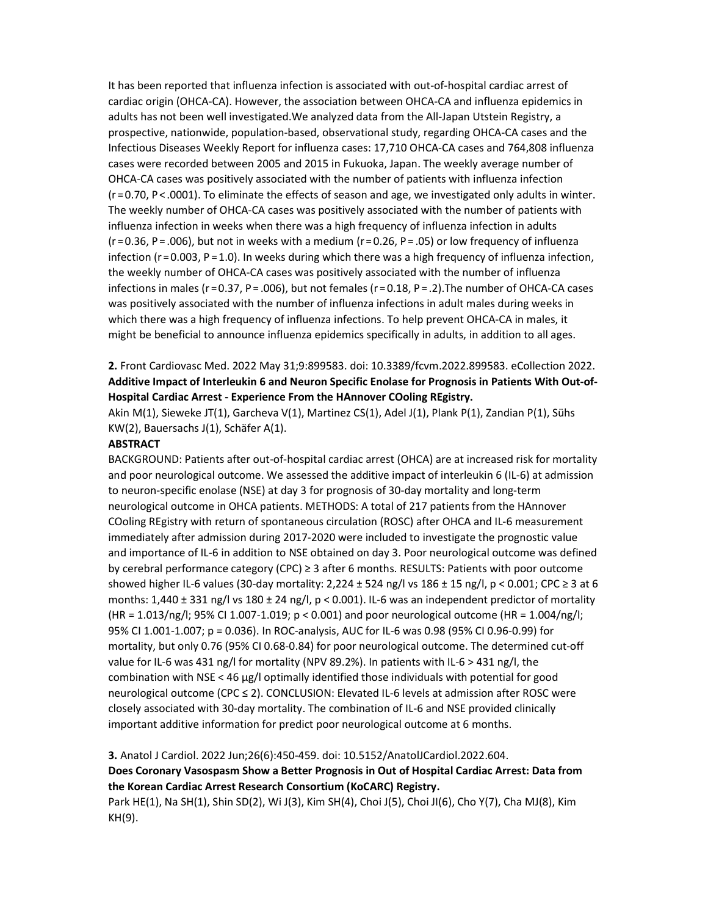It has been reported that influenza infection is associated with out-of-hospital cardiac arrest of cardiac origin (OHCA-CA). However, the association between OHCA-CA and influenza epidemics in adults has not been well investigated.We analyzed data from the All-Japan Utstein Registry, a prospective, nationwide, population-based, observational study, regarding OHCA-CA cases and the Infectious Diseases Weekly Report for influenza cases: 17,710 OHCA-CA cases and 764,808 influenza cases were recorded between 2005 and 2015 in Fukuoka, Japan. The weekly average number of OHCA-CA cases was positively associated with the number of patients with influenza infection ($r = 0.70$, $P < .0001$). To eliminate the effects of season and age, we investigated only adults in winter. The weekly number of OHCA-CA cases was positively associated with the number of patients with influenza infection in weeks when there was a high frequency of influenza infection in adults ($r = 0.36$, $P = .006$), but not in weeks with a medium ($r = 0.26$, $P = .05$) or low frequency of influenza infection ($r = 0.003$, $P = 1.0$). In weeks during which there was a high frequency of influenza infection, the weekly number of OHCA-CA cases was positively associated with the number of influenza infections in males ($r = 0.37$, $P = .006$), but not females ($r = 0.18$, $P = .2$).The number of OHCA-CA cases was positively associated with the number of influenza infections in adult males during weeks in which there was a high frequency of influenza infections. To help prevent OHCA-CA in males, it might be beneficial to announce influenza epidemics specifically in adults, in addition to all ages.

**2.** Front Cardiovasc Med. 2022 May 31;9:899583. doi: 10.3389/fcvm.2022.899583. eCollection 2022.
**Additive Impact of Interleukin 6 and Neuron Specific Enolase for Prognosis in Patients With Out-of-Hospital Cardiac Arrest - Experience From the HAnnover COoling REgistry.**
Akin M(1), Sieweke JT(1), Garcheva V(1), Martinez CS(1), Adel J(1), Plank P(1), Zandian P(1), Sühs KW(2), Bauersachs J(1), Schäfer A(1).

**ABSTRACT**

BACKGROUND: Patients after out-of-hospital cardiac arrest (OHCA) are at increased risk for mortality and poor neurological outcome. We assessed the additive impact of interleukin 6 (IL-6) at admission to neuron-specific enolase (NSE) at day 3 for prognosis of 30-day mortality and long-term neurological outcome in OHCA patients. METHODS: A total of 217 patients from the HAnnover COoling REgistry with return of spontaneous circulation (ROSC) after OHCA and IL-6 measurement immediately after admission during 2017-2020 were included to investigate the prognostic value and importance of IL-6 in addition to NSE obtained on day 3. Poor neurological outcome was defined by cerebral performance category (CPC) ≥ 3 after 6 months. RESULTS: Patients with poor outcome showed higher IL-6 values (30-day mortality: 2,224 ± 524 ng/l vs 186 ± 15 ng/l, $p < 0.001$; CPC ≥ 3 at 6 months: 1,440 ± 331 ng/l vs 180 ± 24 ng/l, $p < 0.001$). IL-6 was an independent predictor of mortality (HR = 1.013/ng/l; 95% CI 1.007-1.019; $p < 0.001$) and poor neurological outcome (HR = 1.004/ng/l; 95% CI 1.001-1.007; $p = 0.036$). In ROC-analysis, AUC for IL-6 was 0.98 (95% CI 0.96-0.99) for mortality, but only 0.76 (95% CI 0.68-0.84) for poor neurological outcome. The determined cut-off value for IL-6 was 431 ng/l for mortality (NPV 89.2%). In patients with IL-6 > 431 ng/l, the combination with NSE < 46 µg/l optimally identified those individuals with potential for good neurological outcome (CPC ≤ 2). CONCLUSION: Elevated IL-6 levels at admission after ROSC were closely associated with 30-day mortality. The combination of IL-6 and NSE provided clinically important additive information for predict poor neurological outcome at 6 months.

**3.** Anatol J Cardiol. 2022 Jun;26(6):450-459. doi: 10.5152/AnatolJCardiol.2022.604.
**Does Coronary Vasospasm Show a Better Prognosis in Out of Hospital Cardiac Arrest: Data from the Korean Cardiac Arrest Research Consortium (KoCARC) Registry.**
Park HE(1), Na SH(1), Shin SD(2), Wi J(3), Kim SH(4), Choi J(5), Choi JI(6), Cho Y(7), Cha MJ(8), Kim KH(9).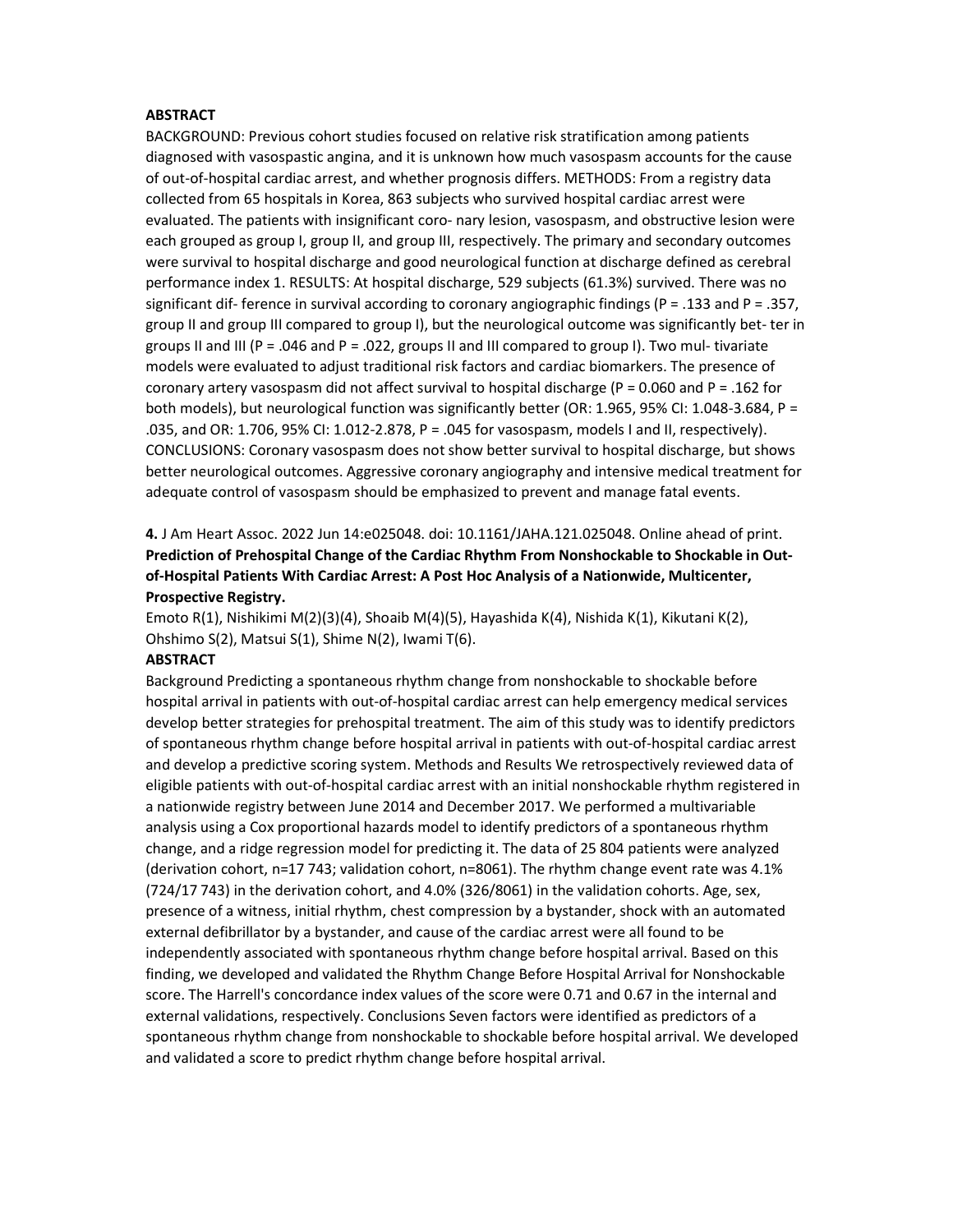**ABSTRACT**

BACKGROUND: Previous cohort studies focused on relative risk stratification among patients diagnosed with vasospastic angina, and it is unknown how much vasospasm accounts for the cause of out-of-hospital cardiac arrest, and whether prognosis differs. METHODS: From a registry data collected from 65 hospitals in Korea, 863 subjects who survived hospital cardiac arrest were evaluated. The patients with insignificant coro- nary lesion, vasospasm, and obstructive lesion were each grouped as group I, group II, and group III, respectively. The primary and secondary outcomes were survival to hospital discharge and good neurological function at discharge defined as cerebral performance index 1. RESULTS: At hospital discharge, 529 subjects (61.3%) survived. There was no significant dif- ference in survival according to coronary angiographic findings (P = .133 and P = .357, group II and group III compared to group I), but the neurological outcome was significantly bet- ter in groups II and III (P = .046 and P = .022, groups II and III compared to group I). Two mul- tivariate models were evaluated to adjust traditional risk factors and cardiac biomarkers. The presence of coronary artery vasospasm did not affect survival to hospital discharge (P = 0.060 and P = .162 for both models), but neurological function was significantly better (OR: 1.965, 95% CI: 1.048-3.684, P = .035, and OR: 1.706, 95% CI: 1.012-2.878, P = .045 for vasospasm, models I and II, respectively). CONCLUSIONS: Coronary vasospasm does not show better survival to hospital discharge, but shows better neurological outcomes. Aggressive coronary angiography and intensive medical treatment for adequate control of vasospasm should be emphasized to prevent and manage fatal events.

**4.** J Am Heart Assoc. 2022 Jun 14:e025048. doi: 10.1161/JAHA.121.025048. Online ahead of print.

**Prediction of Prehospital Change of the Cardiac Rhythm From Nonshockable to Shockable in Out-of-Hospital Patients With Cardiac Arrest: A Post Hoc Analysis of a Nationwide, Multicenter, Prospective Registry.**

Emoto R(1), Nishikimi M(2)(3)(4), Shoaib M(4)(5), Hayashida K(4), Nishida K(1), Kikutani K(2), Ohshimo S(2), Matsui S(1), Shime N(2), Iwami T(6).

**ABSTRACT**

Background Predicting a spontaneous rhythm change from nonshockable to shockable before hospital arrival in patients with out-of-hospital cardiac arrest can help emergency medical services develop better strategies for prehospital treatment. The aim of this study was to identify predictors of spontaneous rhythm change before hospital arrival in patients with out-of-hospital cardiac arrest and develop a predictive scoring system. Methods and Results We retrospectively reviewed data of eligible patients with out-of-hospital cardiac arrest with an initial nonshockable rhythm registered in a nationwide registry between June 2014 and December 2017. We performed a multivariable analysis using a Cox proportional hazards model to identify predictors of a spontaneous rhythm change, and a ridge regression model for predicting it. The data of 25 804 patients were analyzed (derivation cohort, n=17 743; validation cohort, n=8061). The rhythm change event rate was 4.1% (724/17 743) in the derivation cohort, and 4.0% (326/8061) in the validation cohorts. Age, sex, presence of a witness, initial rhythm, chest compression by a bystander, shock with an automated external defibrillator by a bystander, and cause of the cardiac arrest were all found to be independently associated with spontaneous rhythm change before hospital arrival. Based on this finding, we developed and validated the Rhythm Change Before Hospital Arrival for Nonshockable score. The Harrell's concordance index values of the score were 0.71 and 0.67 in the internal and external validations, respectively. Conclusions Seven factors were identified as predictors of a spontaneous rhythm change from nonshockable to shockable before hospital arrival. We developed and validated a score to predict rhythm change before hospital arrival.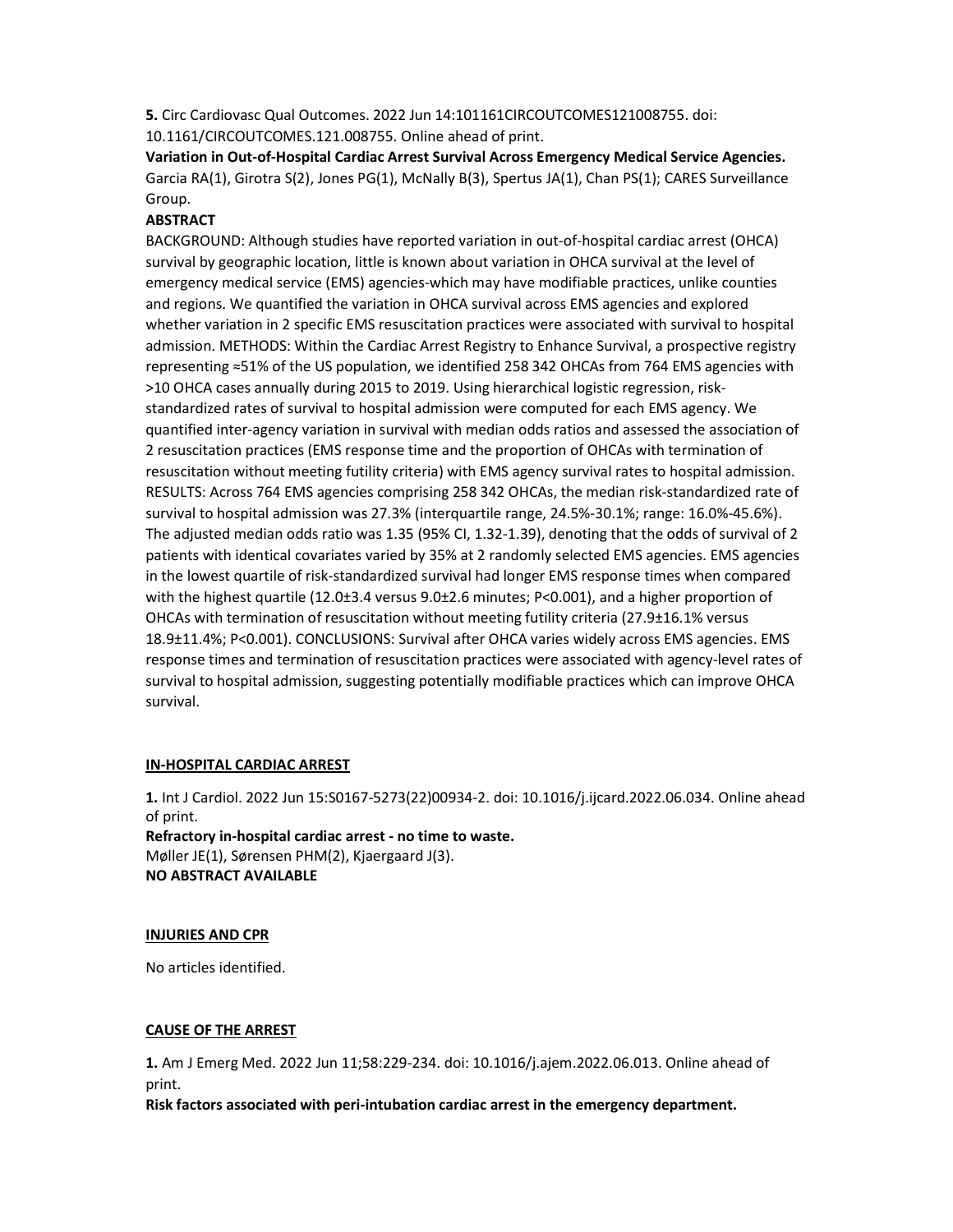**5.** Circ Cardiovasc Qual Outcomes. 2022 Jun 14:101161CIRCOUTCOMES121008755. doi: 10.1161/CIRCOUTCOMES.121.008755. Online ahead of print.

**Variation in Out-of-Hospital Cardiac Arrest Survival Across Emergency Medical Service Agencies.**
Garcia RA(1), Girotra S(2), Jones PG(1), McNally B(3), Spertus JA(1), Chan PS(1); CARES Surveillance Group.

**ABSTRACT**

BACKGROUND: Although studies have reported variation in out-of-hospital cardiac arrest (OHCA) survival by geographic location, little is known about variation in OHCA survival at the level of emergency medical service (EMS) agencies-which may have modifiable practices, unlike counties and regions. We quantified the variation in OHCA survival across EMS agencies and explored whether variation in 2 specific EMS resuscitation practices were associated with survival to hospital admission. METHODS: Within the Cardiac Arrest Registry to Enhance Survival, a prospective registry representing ≈51% of the US population, we identified 258 342 OHCAs from 764 EMS agencies with >10 OHCA cases annually during 2015 to 2019. Using hierarchical logistic regression, risk-standardized rates of survival to hospital admission were computed for each EMS agency. We quantified inter-agency variation in survival with median odds ratios and assessed the association of 2 resuscitation practices (EMS response time and the proportion of OHCAs with termination of resuscitation without meeting futility criteria) with EMS agency survival rates to hospital admission. RESULTS: Across 764 EMS agencies comprising 258 342 OHCAs, the median risk-standardized rate of survival to hospital admission was 27.3% (interquartile range, 24.5%-30.1%; range: 16.0%-45.6%). The adjusted median odds ratio was 1.35 (95% CI, 1.32-1.39), denoting that the odds of survival of 2 patients with identical covariates varied by 35% at 2 randomly selected EMS agencies. EMS agencies in the lowest quartile of risk-standardized survival had longer EMS response times when compared with the highest quartile (12.0±3.4 versus 9.0±2.6 minutes; P<0.001), and a higher proportion of OHCAs with termination of resuscitation without meeting futility criteria (27.9±16.1% versus 18.9±11.4%; P<0.001). CONCLUSIONS: Survival after OHCA varies widely across EMS agencies. EMS response times and termination of resuscitation practices were associated with agency-level rates of survival to hospital admission, suggesting potentially modifiable practices which can improve OHCA survival.

## IN-HOSPITAL CARDIAC ARREST

**1.** Int J Cardiol. 2022 Jun 15:S0167-5273(22)00934-2. doi: 10.1016/j.ijcard.2022.06.034. Online ahead of print.

**Refractory in-hospital cardiac arrest - no time to waste.**
Møller JE(1), Sørensen PHM(2), Kjaergaard J(3).
**NO ABSTRACT AVAILABLE**

## INJURIES AND CPR

No articles identified.

## CAUSE OF THE ARREST

**1.** Am J Emerg Med. 2022 Jun 11;58:229-234. doi: 10.1016/j.ajem.2022.06.013. Online ahead of print.

**Risk factors associated with peri-intubation cardiac arrest in the emergency department.**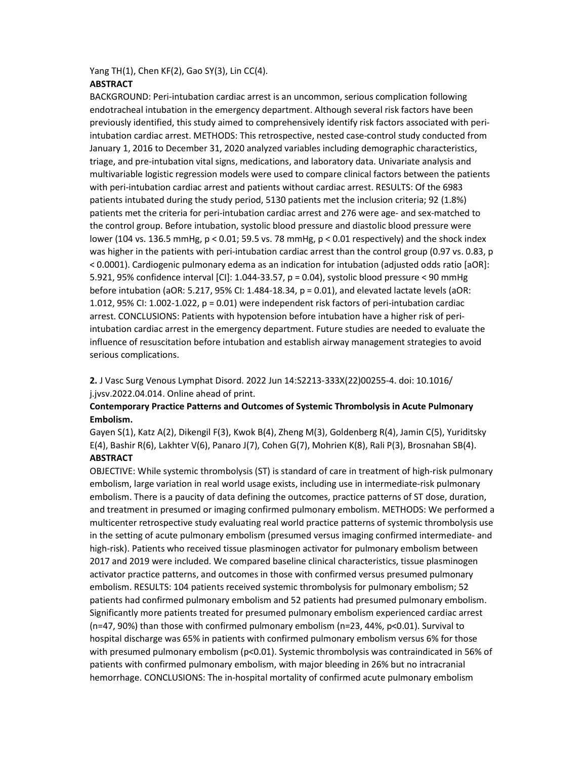Yang TH(1), Chen KF(2), Gao SY(3), Lin CC(4).

**ABSTRACT**

BACKGROUND: Peri-intubation cardiac arrest is an uncommon, serious complication following endotracheal intubation in the emergency department. Although several risk factors have been previously identified, this study aimed to comprehensively identify risk factors associated with peri-intubation cardiac arrest. METHODS: This retrospective, nested case-control study conducted from January 1, 2016 to December 31, 2020 analyzed variables including demographic characteristics, triage, and pre-intubation vital signs, medications, and laboratory data. Univariate analysis and multivariable logistic regression models were used to compare clinical factors between the patients with peri-intubation cardiac arrest and patients without cardiac arrest. RESULTS: Of the 6983 patients intubated during the study period, 5130 patients met the inclusion criteria; 92 (1.8%) patients met the criteria for peri-intubation cardiac arrest and 276 were age- and sex-matched to the control group. Before intubation, systolic blood pressure and diastolic blood pressure were lower (104 vs. 136.5 mmHg, $p < 0.01$; 59.5 vs. 78 mmHg, $p < 0.01$ respectively) and the shock index was higher in the patients with peri-intubation cardiac arrest than the control group (0.97 vs. 0.83, $p < 0.0001$). Cardiogenic pulmonary edema as an indication for intubation (adjusted odds ratio [aOR]: 5.921, 95% confidence interval [CI]: 1.044-33.57, $p = 0.04$), systolic blood pressure < 90 mmHg before intubation (aOR: 5.217, 95% CI: 1.484-18.34, $p = 0.01$), and elevated lactate levels (aOR: 1.012, 95% CI: 1.002-1.022, $p = 0.01$) were independent risk factors of peri-intubation cardiac arrest. CONCLUSIONS: Patients with hypotension before intubation have a higher risk of peri-intubation cardiac arrest in the emergency department. Future studies are needed to evaluate the influence of resuscitation before intubation and establish airway management strategies to avoid serious complications.

**2.** J Vasc Surg Venous Lymphat Disord. 2022 Jun 14:S2213-333X(22)00255-4. doi: 10.1016/j.jvsv.2022.04.014. Online ahead of print.

**Contemporary Practice Patterns and Outcomes of Systemic Thrombolysis in Acute Pulmonary Embolism.**

Gayen S(1), Katz A(2), Dikengil F(3), Kwok B(4), Zheng M(3), Goldenberg R(4), Jamin C(5), Yuriditsky E(4), Bashir R(6), Lakhter V(6), Panaro J(7), Cohen G(7), Mohrien K(8), Rali P(3), Brosnahan SB(4).

**ABSTRACT**

OBJECTIVE: While systemic thrombolysis (ST) is standard of care in treatment of high-risk pulmonary embolism, large variation in real world usage exists, including use in intermediate-risk pulmonary embolism. There is a paucity of data defining the outcomes, practice patterns of ST dose, duration, and treatment in presumed or imaging confirmed pulmonary embolism. METHODS: We performed a multicenter retrospective study evaluating real world practice patterns of systemic thrombolysis use in the setting of acute pulmonary embolism (presumed versus imaging confirmed intermediate- and high-risk). Patients who received tissue plasminogen activator for pulmonary embolism between 2017 and 2019 were included. We compared baseline clinical characteristics, tissue plasminogen activator practice patterns, and outcomes in those with confirmed versus presumed pulmonary embolism. RESULTS: 104 patients received systemic thrombolysis for pulmonary embolism; 52 patients had confirmed pulmonary embolism and 52 patients had presumed pulmonary embolism. Significantly more patients treated for presumed pulmonary embolism experienced cardiac arrest (n=47, 90%) than those with confirmed pulmonary embolism (n=23, 44%, $p<0.01$). Survival to hospital discharge was 65% in patients with confirmed pulmonary embolism versus 6% for those with presumed pulmonary embolism ($p<0.01$). Systemic thrombolysis was contraindicated in 56% of patients with confirmed pulmonary embolism, with major bleeding in 26% but no intracranial hemorrhage. CONCLUSIONS: The in-hospital mortality of confirmed acute pulmonary embolism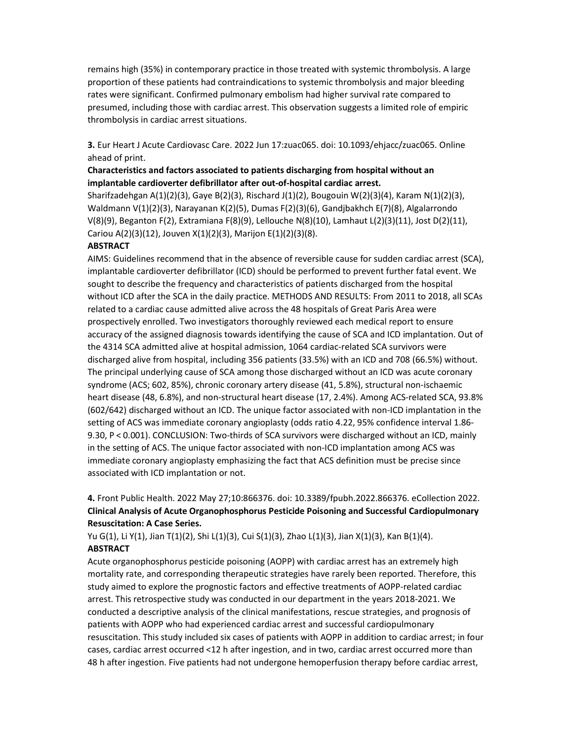remains high (35%) in contemporary practice in those treated with systemic thrombolysis. A large proportion of these patients had contraindications to systemic thrombolysis and major bleeding rates were significant. Confirmed pulmonary embolism had higher survival rate compared to presumed, including those with cardiac arrest. This observation suggests a limited role of empiric thrombolysis in cardiac arrest situations.

**3.** Eur Heart J Acute Cardiovasc Care. 2022 Jun 17:zuac065. doi: 10.1093/ehjacc/zuac065. Online ahead of print.

**Characteristics and factors associated to patients discharging from hospital without an implantable cardioverter defibrillator after out-of-hospital cardiac arrest.**

Sharifzadehgan A(1)(2)(3), Gaye B(2)(3), Rischard J(1)(2), Bougouin W(2)(3)(4), Karam N(1)(2)(3), Waldmann V(1)(2)(3), Narayanan K(2)(5), Dumas F(2)(3)(6), Gandjbakhch E(7)(8), Algalarrondo V(8)(9), Beganton F(2), Extramiana F(8)(9), Lellouche N(8)(10), Lamhaut L(2)(3)(11), Jost D(2)(11), Cariou A(2)(3)(12), Jouven X(1)(2)(3), Marijon E(1)(2)(3)(8).

**ABSTRACT**

AIMS: Guidelines recommend that in the absence of reversible cause for sudden cardiac arrest (SCA), implantable cardioverter defibrillator (ICD) should be performed to prevent further fatal event. We sought to describe the frequency and characteristics of patients discharged from the hospital without ICD after the SCA in the daily practice. METHODS AND RESULTS: From 2011 to 2018, all SCAs related to a cardiac cause admitted alive across the 48 hospitals of Great Paris Area were prospectively enrolled. Two investigators thoroughly reviewed each medical report to ensure accuracy of the assigned diagnosis towards identifying the cause of SCA and ICD implantation. Out of the 4314 SCA admitted alive at hospital admission, 1064 cardiac-related SCA survivors were discharged alive from hospital, including 356 patients (33.5%) with an ICD and 708 (66.5%) without. The principal underlying cause of SCA among those discharged without an ICD was acute coronary syndrome (ACS; 602, 85%), chronic coronary artery disease (41, 5.8%), structural non-ischaemic heart disease (48, 6.8%), and non-structural heart disease (17, 2.4%). Among ACS-related SCA, 93.8% (602/642) discharged without an ICD. The unique factor associated with non-ICD implantation in the setting of ACS was immediate coronary angioplasty (odds ratio 4.22, 95% confidence interval 1.86-9.30, P < 0.001). CONCLUSION: Two-thirds of SCA survivors were discharged without an ICD, mainly in the setting of ACS. The unique factor associated with non-ICD implantation among ACS was immediate coronary angioplasty emphasizing the fact that ACS definition must be precise since associated with ICD implantation or not.

**4.** Front Public Health. 2022 May 27;10:866376. doi: 10.3389/fpubh.2022.866376. eCollection 2022.

**Clinical Analysis of Acute Organophosphorus Pesticide Poisoning and Successful Cardiopulmonary Resuscitation: A Case Series.**

Yu G(1), Li Y(1), Jian T(1)(2), Shi L(1)(3), Cui S(1)(3), Zhao L(1)(3), Jian X(1)(3), Kan B(1)(4).

**ABSTRACT**

Acute organophosphorus pesticide poisoning (AOPP) with cardiac arrest has an extremely high mortality rate, and corresponding therapeutic strategies have rarely been reported. Therefore, this study aimed to explore the prognostic factors and effective treatments of AOPP-related cardiac arrest. This retrospective study was conducted in our department in the years 2018-2021. We conducted a descriptive analysis of the clinical manifestations, rescue strategies, and prognosis of patients with AOPP who had experienced cardiac arrest and successful cardiopulmonary resuscitation. This study included six cases of patients with AOPP in addition to cardiac arrest; in four cases, cardiac arrest occurred <12 h after ingestion, and in two, cardiac arrest occurred more than 48 h after ingestion. Five patients had not undergone hemoperfusion therapy before cardiac arrest,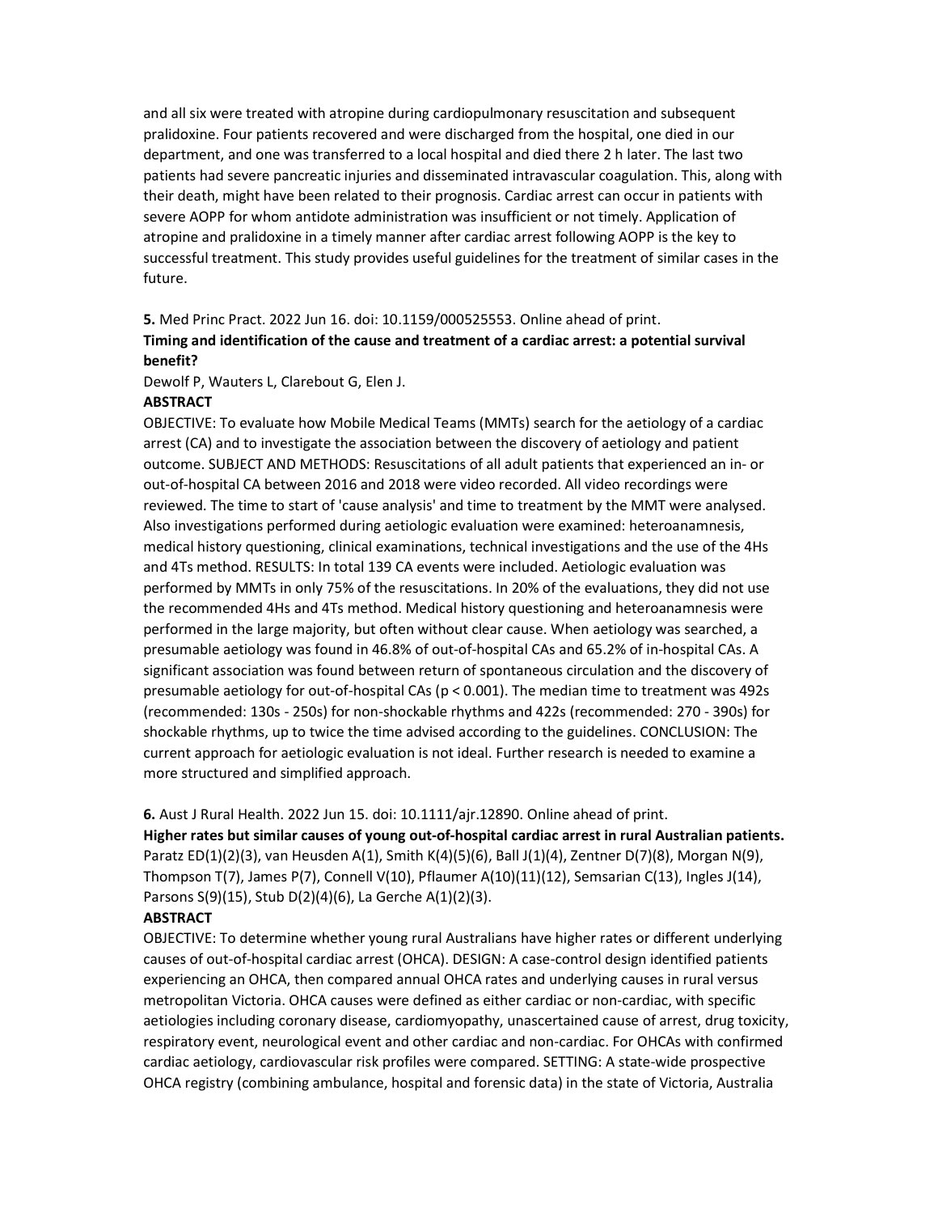and all six were treated with atropine during cardiopulmonary resuscitation and subsequent pralidoxine. Four patients recovered and were discharged from the hospital, one died in our department, and one was transferred to a local hospital and died there 2 h later. The last two patients had severe pancreatic injuries and disseminated intravascular coagulation. This, along with their death, might have been related to their prognosis. Cardiac arrest can occur in patients with severe AOPP for whom antidote administration was insufficient or not timely. Application of atropine and pralidoxine in a timely manner after cardiac arrest following AOPP is the key to successful treatment. This study provides useful guidelines for the treatment of similar cases in the future.

**5.** Med Princ Pract. 2022 Jun 16. doi: 10.1159/000525553. Online ahead of print.

**Timing and identification of the cause and treatment of a cardiac arrest: a potential survival benefit?**

Dewolf P, Wauters L, Clarebout G, Elen J.

**ABSTRACT**

OBJECTIVE: To evaluate how Mobile Medical Teams (MMTs) search for the aetiology of a cardiac arrest (CA) and to investigate the association between the discovery of aetiology and patient outcome. SUBJECT AND METHODS: Resuscitations of all adult patients that experienced an in- or out-of-hospital CA between 2016 and 2018 were video recorded. All video recordings were reviewed. The time to start of 'cause analysis' and time to treatment by the MMT were analysed. Also investigations performed during aetiologic evaluation were examined: heteroanamnesis, medical history questioning, clinical examinations, technical investigations and the use of the 4Hs and 4Ts method. RESULTS: In total 139 CA events were included. Aetiologic evaluation was performed by MMTs in only 75% of the resuscitations. In 20% of the evaluations, they did not use the recommended 4Hs and 4Ts method. Medical history questioning and heteroanamnesis were performed in the large majority, but often without clear cause. When aetiology was searched, a presumable aetiology was found in 46.8% of out-of-hospital CAs and 65.2% of in-hospital CAs. A significant association was found between return of spontaneous circulation and the discovery of presumable aetiology for out-of-hospital CAs ($p < 0.001$). The median time to treatment was 492s (recommended: 130s - 250s) for non-shockable rhythms and 422s (recommended: 270 - 390s) for shockable rhythms, up to twice the time advised according to the guidelines. CONCLUSION: The current approach for aetiologic evaluation is not ideal. Further research is needed to examine a more structured and simplified approach.

**6.** Aust J Rural Health. 2022 Jun 15. doi: 10.1111/ajr.12890. Online ahead of print.

**Higher rates but similar causes of young out-of-hospital cardiac arrest in rural Australian patients.**

Paratz ED(1)(2)(3), van Heusden A(1), Smith K(4)(5)(6), Ball J(1)(4), Zentner D(7)(8), Morgan N(9), Thompson T(7), James P(7), Connell V(10), Pflaumer A(10)(11)(12), Semsarian C(13), Ingles J(14), Parsons S(9)(15), Stub D(2)(4)(6), La Gerche A(1)(2)(3).

**ABSTRACT**

OBJECTIVE: To determine whether young rural Australians have higher rates or different underlying causes of out-of-hospital cardiac arrest (OHCA). DESIGN: A case-control design identified patients experiencing an OHCA, then compared annual OHCA rates and underlying causes in rural versus metropolitan Victoria. OHCA causes were defined as either cardiac or non-cardiac, with specific aetiologies including coronary disease, cardiomyopathy, unascertained cause of arrest, drug toxicity, respiratory event, neurological event and other cardiac and non-cardiac. For OHCAs with confirmed cardiac aetiology, cardiovascular risk profiles were compared. SETTING: A state-wide prospective OHCA registry (combining ambulance, hospital and forensic data) in the state of Victoria, Australia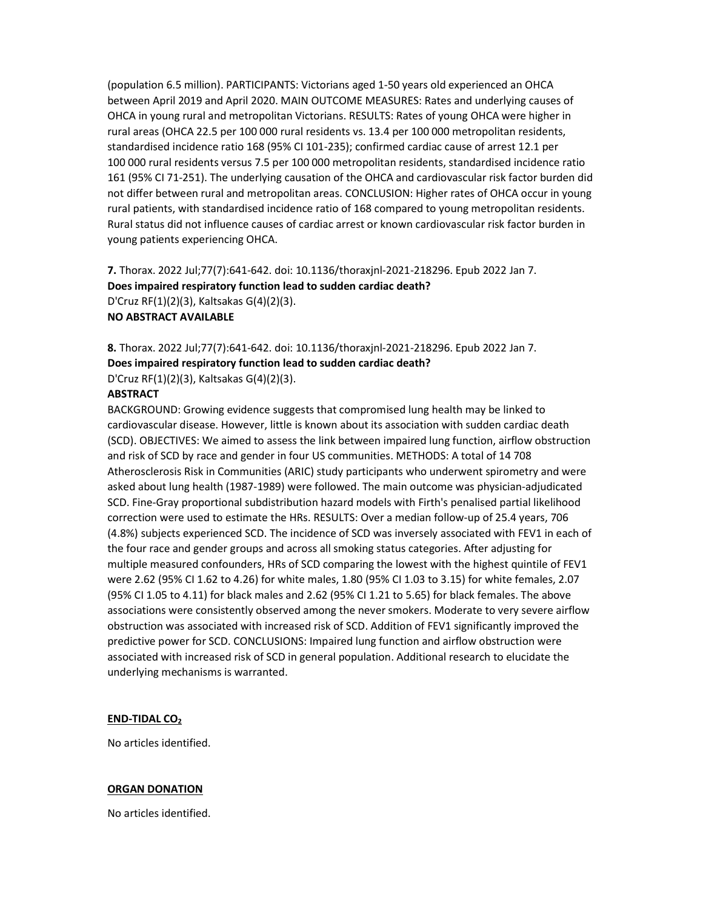(population 6.5 million). PARTICIPANTS: Victorians aged 1-50 years old experienced an OHCA between April 2019 and April 2020. MAIN OUTCOME MEASURES: Rates and underlying causes of OHCA in young rural and metropolitan Victorians. RESULTS: Rates of young OHCA were higher in rural areas (OHCA 22.5 per 100 000 rural residents vs. 13.4 per 100 000 metropolitan residents, standardised incidence ratio 168 (95% CI 101-235); confirmed cardiac cause of arrest 12.1 per 100 000 rural residents versus 7.5 per 100 000 metropolitan residents, standardised incidence ratio 161 (95% CI 71-251). The underlying causation of the OHCA and cardiovascular risk factor burden did not differ between rural and metropolitan areas. CONCLUSION: Higher rates of OHCA occur in young rural patients, with standardised incidence ratio of 168 compared to young metropolitan residents. Rural status did not influence causes of cardiac arrest or known cardiovascular risk factor burden in young patients experiencing OHCA.

**7.** Thorax. 2022 Jul;77(7):641-642. doi: 10.1136/thoraxjnl-2021-218296. Epub 2022 Jan 7.
**Does impaired respiratory function lead to sudden cardiac death?**
D'Cruz RF(1)(2)(3), Kaltsakas G(4)(2)(3).
**NO ABSTRACT AVAILABLE**

**8.** Thorax. 2022 Jul;77(7):641-642. doi: 10.1136/thoraxjnl-2021-218296. Epub 2022 Jan 7.
**Does impaired respiratory function lead to sudden cardiac death?**
D'Cruz RF(1)(2)(3), Kaltsakas G(4)(2)(3).
**ABSTRACT**
BACKGROUND: Growing evidence suggests that compromised lung health may be linked to cardiovascular disease. However, little is known about its association with sudden cardiac death (SCD). OBJECTIVES: We aimed to assess the link between impaired lung function, airflow obstruction and risk of SCD by race and gender in four US communities. METHODS: A total of 14 708 Atherosclerosis Risk in Communities (ARIC) study participants who underwent spirometry and were asked about lung health (1987-1989) were followed. The main outcome was physician-adjudicated SCD. Fine-Gray proportional subdistribution hazard models with Firth's penalised partial likelihood correction were used to estimate the HRs. RESULTS: Over a median follow-up of 25.4 years, 706 (4.8%) subjects experienced SCD. The incidence of SCD was inversely associated with FEV1 in each of the four race and gender groups and across all smoking status categories. After adjusting for multiple measured confounders, HRs of SCD comparing the lowest with the highest quintile of FEV1 were 2.62 (95% CI 1.62 to 4.26) for white males, 1.80 (95% CI 1.03 to 3.15) for white females, 2.07 (95% CI 1.05 to 4.11) for black males and 2.62 (95% CI 1.21 to 5.65) for black females. The above associations were consistently observed among the never smokers. Moderate to very severe airflow obstruction was associated with increased risk of SCD. Addition of FEV1 significantly improved the predictive power for SCD. CONCLUSIONS: Impaired lung function and airflow obstruction were associated with increased risk of SCD in general population. Additional research to elucidate the underlying mechanisms is warranted.

## END-TIDAL $CO_2$

No articles identified.

## ORGAN DONATION

No articles identified.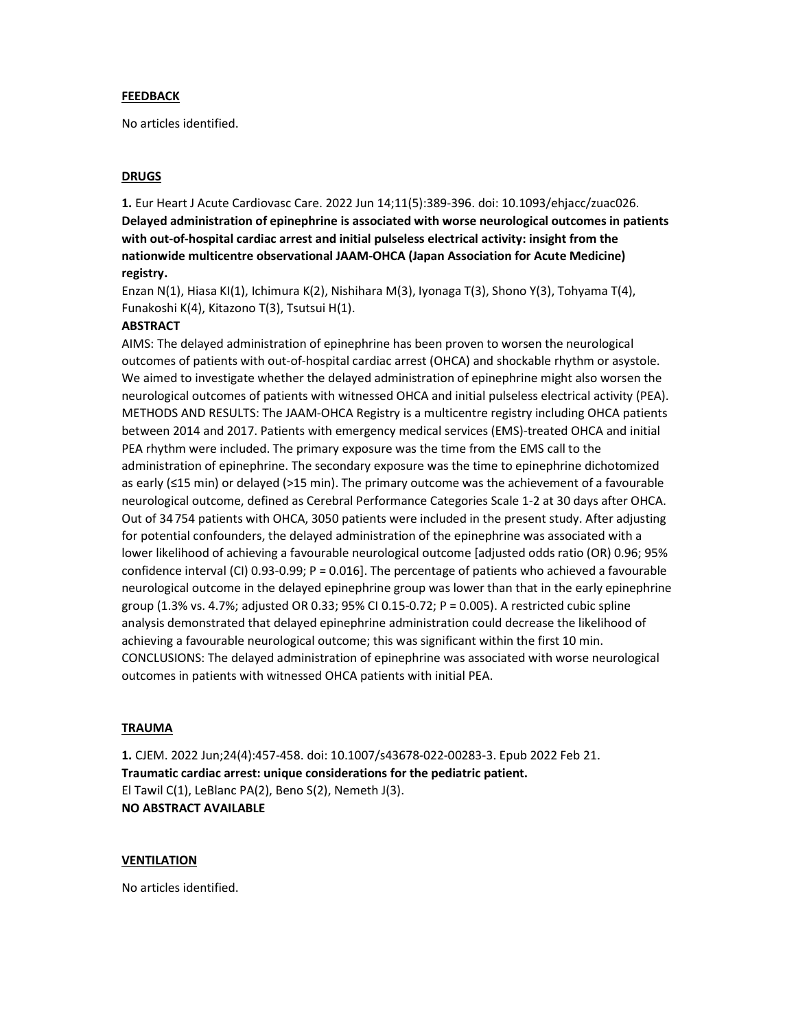## FEEDBACK

No articles identified.

## DRUGS

**1.** Eur Heart J Acute Cardiovasc Care. 2022 Jun 14;11(5):389-396. doi: 10.1093/ehjacc/zuac026.
**Delayed administration of epinephrine is associated with worse neurological outcomes in patients with out-of-hospital cardiac arrest and initial pulseless electrical activity: insight from the nationwide multicentre observational JAAM-OHCA (Japan Association for Acute Medicine) registry.**
Enzan N(1), Hiasa KI(1), Ichimura K(2), Nishihara M(3), Iyonaga T(3), Shono Y(3), Tohyama T(4), Funakoshi K(4), Kitazono T(3), Tsutsui H(1).

**ABSTRACT**

AIMS: The delayed administration of epinephrine has been proven to worsen the neurological outcomes of patients with out-of-hospital cardiac arrest (OHCA) and shockable rhythm or asystole. We aimed to investigate whether the delayed administration of epinephrine might also worsen the neurological outcomes of patients with witnessed OHCA and initial pulseless electrical activity (PEA).
METHODS AND RESULTS: The JAAM-OHCA Registry is a multicentre registry including OHCA patients between 2014 and 2017. Patients with emergency medical services (EMS)-treated OHCA and initial PEA rhythm were included. The primary exposure was the time from the EMS call to the administration of epinephrine. The secondary exposure was the time to epinephrine dichotomized as early (≤15 min) or delayed (>15 min). The primary outcome was the achievement of a favourable neurological outcome, defined as Cerebral Performance Categories Scale 1-2 at 30 days after OHCA. Out of 34 754 patients with OHCA, 3050 patients were included in the present study. After adjusting for potential confounders, the delayed administration of the epinephrine was associated with a lower likelihood of achieving a favourable neurological outcome [adjusted odds ratio (OR) 0.96; 95% confidence interval (CI) 0.93-0.99; P = 0.016]. The percentage of patients who achieved a favourable neurological outcome in the delayed epinephrine group was lower than that in the early epinephrine group (1.3% vs. 4.7%; adjusted OR 0.33; 95% CI 0.15-0.72; P = 0.005). A restricted cubic spline analysis demonstrated that delayed epinephrine administration could decrease the likelihood of achieving a favourable neurological outcome; this was significant within the first 10 min.
CONCLUSIONS: The delayed administration of epinephrine was associated with worse neurological outcomes in patients with witnessed OHCA patients with initial PEA.

## TRAUMA

**1.** CJEM. 2022 Jun;24(4):457-458. doi: 10.1007/s43678-022-00283-3. Epub 2022 Feb 21.
**Traumatic cardiac arrest: unique considerations for the pediatric patient.**
El Tawil C(1), LeBlanc PA(2), Beno S(2), Nemeth J(3).
**NO ABSTRACT AVAILABLE**

## VENTILATION

No articles identified.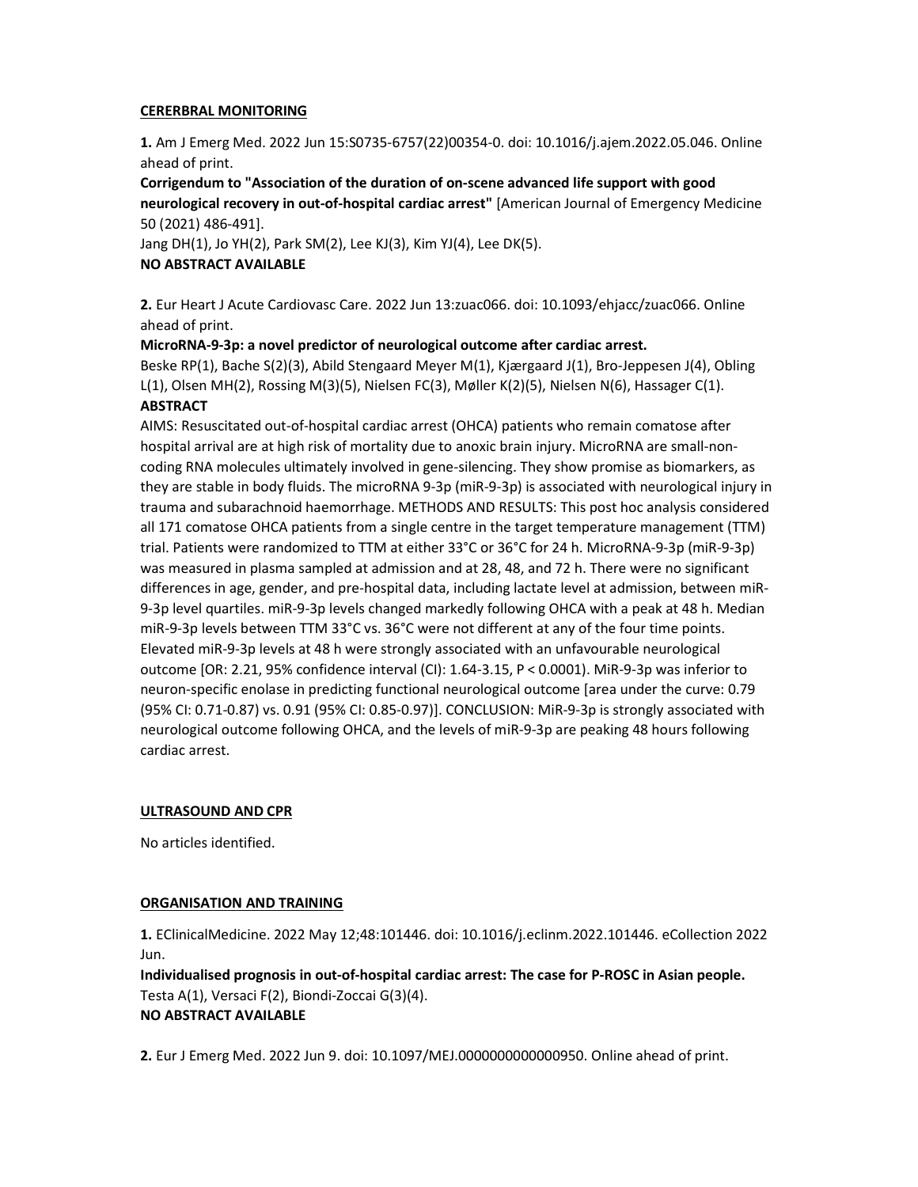**CERERBRAL MONITORING**

**1.** Am J Emerg Med. 2022 Jun 15:S0735-6757(22)00354-0. doi: 10.1016/j.ajem.2022.05.046. Online ahead of print.

**Corrigendum to "Association of the duration of on-scene advanced life support with good neurological recovery in out-of-hospital cardiac arrest"** [American Journal of Emergency Medicine 50 (2021) 486-491].

Jang DH(1), Jo YH(2), Park SM(2), Lee KJ(3), Kim YJ(4), Lee DK(5).

**NO ABSTRACT AVAILABLE**

**2.** Eur Heart J Acute Cardiovasc Care. 2022 Jun 13:zuac066. doi: 10.1093/ehjacc/zuac066. Online ahead of print.

**MicroRNA-9-3p: a novel predictor of neurological outcome after cardiac arrest.**

Beske RP(1), Bache S(2)(3), Abild Stengaard Meyer M(1), Kjærgaard J(1), Bro-Jeppesen J(4), Obling L(1), Olsen MH(2), Rossing M(3)(5), Nielsen FC(3), Møller K(2)(5), Nielsen N(6), Hassager C(1).

**ABSTRACT**

AIMS: Resuscitated out-of-hospital cardiac arrest (OHCA) patients who remain comatose after hospital arrival are at high risk of mortality due to anoxic brain injury. MicroRNA are small-non-coding RNA molecules ultimately involved in gene-silencing. They show promise as biomarkers, as they are stable in body fluids. The microRNA 9-3p (miR-9-3p) is associated with neurological injury in trauma and subarachnoid haemorrhage. METHODS AND RESULTS: This post hoc analysis considered all 171 comatose OHCA patients from a single centre in the target temperature management (TTM) trial. Patients were randomized to TTM at either 33°C or 36°C for 24 h. MicroRNA-9-3p (miR-9-3p) was measured in plasma sampled at admission and at 28, 48, and 72 h. There were no significant differences in age, gender, and pre-hospital data, including lactate level at admission, between miR-9-3p level quartiles. miR-9-3p levels changed markedly following OHCA with a peak at 48 h. Median miR-9-3p levels between TTM 33°C vs. 36°C were not different at any of the four time points. Elevated miR-9-3p levels at 48 h were strongly associated with an unfavourable neurological outcome [OR: 2.21, 95% confidence interval (CI): 1.64-3.15, $P < 0.0001$). MiR-9-3p was inferior to neuron-specific enolase in predicting functional neurological outcome [area under the curve: 0.79 (95% CI: 0.71-0.87) vs. 0.91 (95% CI: 0.85-0.97)]. CONCLUSION: MiR-9-3p is strongly associated with neurological outcome following OHCA, and the levels of miR-9-3p are peaking 48 hours following cardiac arrest.

**ULTRASOUND AND CPR**

No articles identified.

**ORGANISATION AND TRAINING**

**1.** EClinicalMedicine. 2022 May 12;48:101446. doi: 10.1016/j.eclinm.2022.101446. eCollection 2022 Jun.

**Individualised prognosis in out-of-hospital cardiac arrest: The case for P-ROSC in Asian people.**

Testa A(1), Versaci F(2), Biondi-Zoccai G(3)(4).

**NO ABSTRACT AVAILABLE**

**2.** Eur J Emerg Med. 2022 Jun 9. doi: 10.1097/MEJ.0000000000000950. Online ahead of print.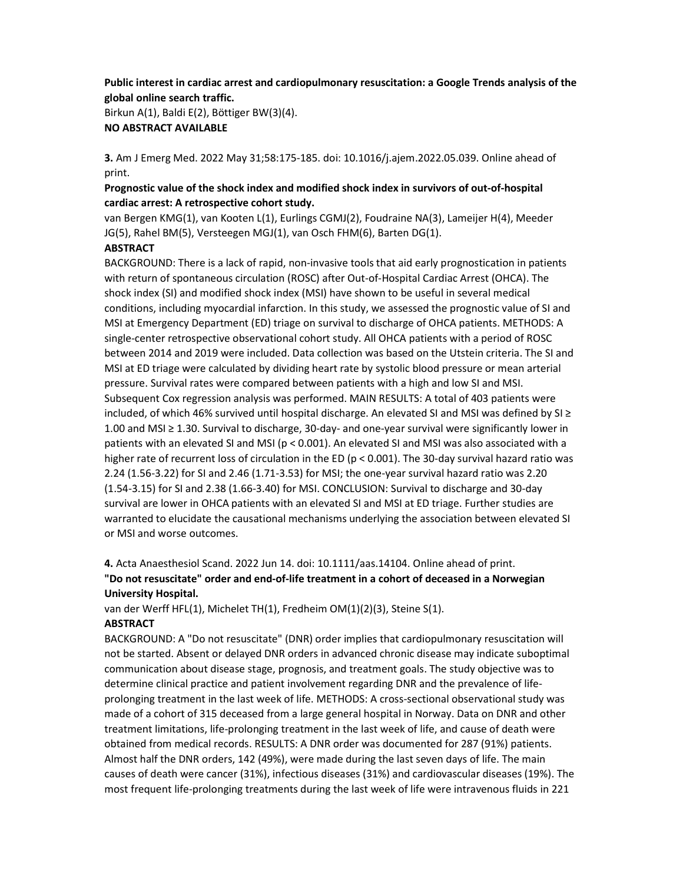**Public interest in cardiac arrest and cardiopulmonary resuscitation: a Google Trends analysis of the global online search traffic.**

Birkun A(1), Baldi E(2), Böttiger BW(3)(4).

**NO ABSTRACT AVAILABLE**

**3.** Am J Emerg Med. 2022 May 31;58:175-185. doi: 10.1016/j.ajem.2022.05.039. Online ahead of print.

**Prognostic value of the shock index and modified shock index in survivors of out-of-hospital cardiac arrest: A retrospective cohort study.**

van Bergen KMG(1), van Kooten L(1), Eurlings CGMJ(2), Foudraine NA(3), Lameijer H(4), Meeder JG(5), Rahel BM(5), Versteegen MGJ(1), van Osch FHM(6), Barten DG(1).

**ABSTRACT**

BACKGROUND: There is a lack of rapid, non-invasive tools that aid early prognostication in patients with return of spontaneous circulation (ROSC) after Out-of-Hospital Cardiac Arrest (OHCA). The shock index (SI) and modified shock index (MSI) have shown to be useful in several medical conditions, including myocardial infarction. In this study, we assessed the prognostic value of SI and MSI at Emergency Department (ED) triage on survival to discharge of OHCA patients. METHODS: A single-center retrospective observational cohort study. All OHCA patients with a period of ROSC between 2014 and 2019 were included. Data collection was based on the Utstein criteria. The SI and MSI at ED triage were calculated by dividing heart rate by systolic blood pressure or mean arterial pressure. Survival rates were compared between patients with a high and low SI and MSI. Subsequent Cox regression analysis was performed. MAIN RESULTS: A total of 403 patients were included, of which 46% survived until hospital discharge. An elevated SI and MSI was defined by SI ≥ 1.00 and MSI ≥ 1.30. Survival to discharge, 30-day- and one-year survival were significantly lower in patients with an elevated SI and MSI ($p < 0.001$). An elevated SI and MSI was also associated with a higher rate of recurrent loss of circulation in the ED ($p < 0.001$). The 30-day survival hazard ratio was 2.24 (1.56-3.22) for SI and 2.46 (1.71-3.53) for MSI; the one-year survival hazard ratio was 2.20 (1.54-3.15) for SI and 2.38 (1.66-3.40) for MSI. CONCLUSION: Survival to discharge and 30-day survival are lower in OHCA patients with an elevated SI and MSI at ED triage. Further studies are warranted to elucidate the causational mechanisms underlying the association between elevated SI or MSI and worse outcomes.

**4.** Acta Anaesthesiol Scand. 2022 Jun 14. doi: 10.1111/aas.14104. Online ahead of print.

**"Do not resuscitate" order and end-of-life treatment in a cohort of deceased in a Norwegian University Hospital.**

van der Werff HFL(1), Michelet TH(1), Fredheim OM(1)(2)(3), Steine S(1).

**ABSTRACT**

BACKGROUND: A "Do not resuscitate" (DNR) order implies that cardiopulmonary resuscitation will not be started. Absent or delayed DNR orders in advanced chronic disease may indicate suboptimal communication about disease stage, prognosis, and treatment goals. The study objective was to determine clinical practice and patient involvement regarding DNR and the prevalence of life-prolonging treatment in the last week of life. METHODS: A cross-sectional observational study was made of a cohort of 315 deceased from a large general hospital in Norway. Data on DNR and other treatment limitations, life-prolonging treatment in the last week of life, and cause of death were obtained from medical records. RESULTS: A DNR order was documented for 287 (91%) patients. Almost half the DNR orders, 142 (49%), were made during the last seven days of life. The main causes of death were cancer (31%), infectious diseases (31%) and cardiovascular diseases (19%). The most frequent life-prolonging treatments during the last week of life were intravenous fluids in 221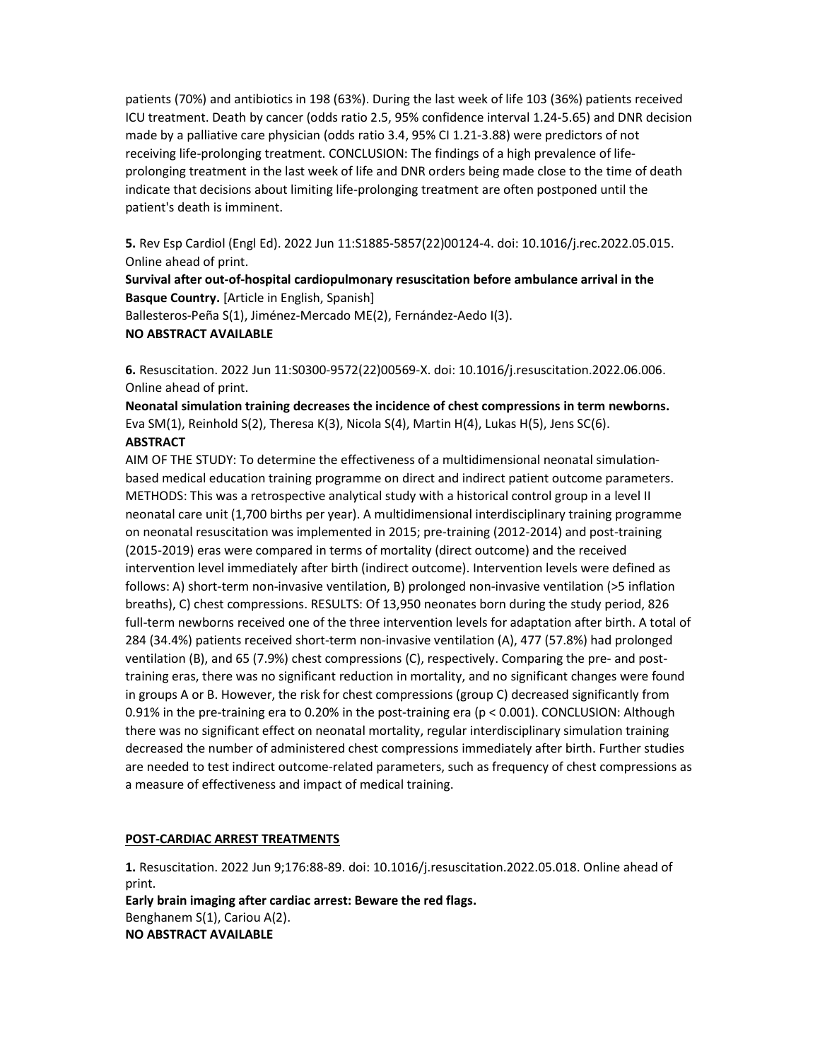patients (70%) and antibiotics in 198 (63%). During the last week of life 103 (36%) patients received ICU treatment. Death by cancer (odds ratio 2.5, 95% confidence interval 1.24-5.65) and DNR decision made by a palliative care physician (odds ratio 3.4, 95% CI 1.21-3.88) were predictors of not receiving life-prolonging treatment. CONCLUSION: The findings of a high prevalence of life-prolonging treatment in the last week of life and DNR orders being made close to the time of death indicate that decisions about limiting life-prolonging treatment are often postponed until the patient's death is imminent.

**5.** Rev Esp Cardiol (Engl Ed). 2022 Jun 11:S1885-5857(22)00124-4. doi: 10.1016/j.rec.2022.05.015. Online ahead of print.

**Survival after out-of-hospital cardiopulmonary resuscitation before ambulance arrival in the Basque Country.** [Article in English, Spanish]

Ballesteros-Peña S(1), Jiménez-Mercado ME(2), Fernández-Aedo I(3).

**NO ABSTRACT AVAILABLE**

**6.** Resuscitation. 2022 Jun 11:S0300-9572(22)00569-X. doi: 10.1016/j.resuscitation.2022.06.006. Online ahead of print.

**Neonatal simulation training decreases the incidence of chest compressions in term newborns.**

Eva SM(1), Reinhold S(2), Theresa K(3), Nicola S(4), Martin H(4), Lukas H(5), Jens SC(6).

**ABSTRACT**

AIM OF THE STUDY: To determine the effectiveness of a multidimensional neonatal simulation-based medical education training programme on direct and indirect patient outcome parameters. METHODS: This was a retrospective analytical study with a historical control group in a level II neonatal care unit (1,700 births per year). A multidimensional interdisciplinary training programme on neonatal resuscitation was implemented in 2015; pre-training (2012-2014) and post-training (2015-2019) eras were compared in terms of mortality (direct outcome) and the received intervention level immediately after birth (indirect outcome). Intervention levels were defined as follows: A) short-term non-invasive ventilation, B) prolonged non-invasive ventilation (>5 inflation breaths), C) chest compressions. RESULTS: Of 13,950 neonates born during the study period, 826 full-term newborns received one of the three intervention levels for adaptation after birth. A total of 284 (34.4%) patients received short-term non-invasive ventilation (A), 477 (57.8%) had prolonged ventilation (B), and 65 (7.9%) chest compressions (C), respectively. Comparing the pre- and post-training eras, there was no significant reduction in mortality, and no significant changes were found in groups A or B. However, the risk for chest compressions (group C) decreased significantly from 0.91% in the pre-training era to 0.20% in the post-training era ($p < 0.001$). CONCLUSION: Although there was no significant effect on neonatal mortality, regular interdisciplinary simulation training decreased the number of administered chest compressions immediately after birth. Further studies are needed to test indirect outcome-related parameters, such as frequency of chest compressions as a measure of effectiveness and impact of medical training.

## POST-CARDIAC ARREST TREATMENTS

**1.** Resuscitation. 2022 Jun 9;176:88-89. doi: 10.1016/j.resuscitation.2022.05.018. Online ahead of print.

**Early brain imaging after cardiac arrest: Beware the red flags.**

Benghanem S(1), Cariou A(2).

**NO ABSTRACT AVAILABLE**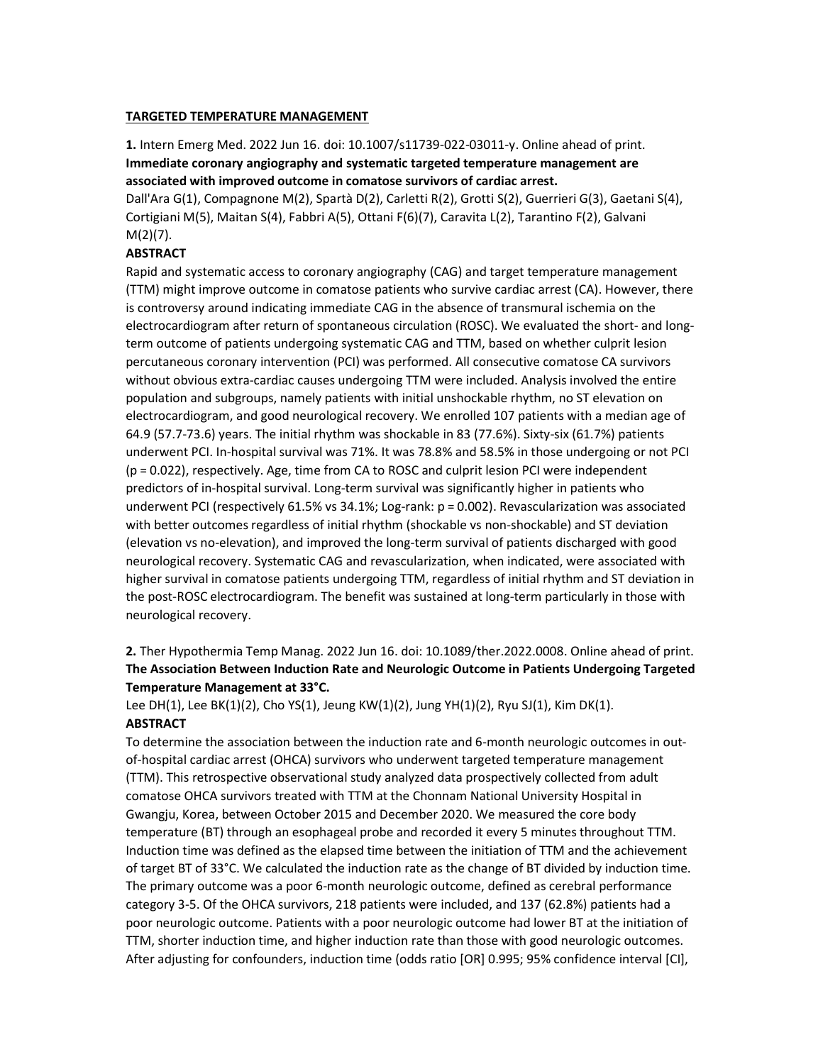## TARGETED TEMPERATURE MANAGEMENT

**1.** Intern Emerg Med. 2022 Jun 16. doi: 10.1007/s11739-022-03011-y. Online ahead of print.

**Immediate coronary angiography and systematic targeted temperature management are associated with improved outcome in comatose survivors of cardiac arrest.**

Dall'Ara G(1), Compagnone M(2), Spartà D(2), Carletti R(2), Grotti S(2), Guerrieri G(3), Gaetani S(4), Cortigiani M(5), Maitan S(4), Fabbri A(5), Ottani F(6)(7), Caravita L(2), Tarantino F(2), Galvani M(2)(7).

**ABSTRACT**

Rapid and systematic access to coronary angiography (CAG) and target temperature management (TTM) might improve outcome in comatose patients who survive cardiac arrest (CA). However, there is controversy around indicating immediate CAG in the absence of transmural ischemia on the electrocardiogram after return of spontaneous circulation (ROSC). We evaluated the short- and long-term outcome of patients undergoing systematic CAG and TTM, based on whether culprit lesion percutaneous coronary intervention (PCI) was performed. All consecutive comatose CA survivors without obvious extra-cardiac causes undergoing TTM were included. Analysis involved the entire population and subgroups, namely patients with initial unshockable rhythm, no ST elevation on electrocardiogram, and good neurological recovery. We enrolled 107 patients with a median age of 64.9 (57.7-73.6) years. The initial rhythm was shockable in 83 (77.6%). Sixty-six (61.7%) patients underwent PCI. In-hospital survival was 71%. It was 78.8% and 58.5% in those undergoing or not PCI ($p = 0.022$), respectively. Age, time from CA to ROSC and culprit lesion PCI were independent predictors of in-hospital survival. Long-term survival was significantly higher in patients who underwent PCI (respectively 61.5% vs 34.1%; Log-rank: $p = 0.002$). Revascularization was associated with better outcomes regardless of initial rhythm (shockable vs non-shockable) and ST deviation (elevation vs no-elevation), and improved the long-term survival of patients discharged with good neurological recovery. Systematic CAG and revascularization, when indicated, were associated with higher survival in comatose patients undergoing TTM, regardless of initial rhythm and ST deviation in the post-ROSC electrocardiogram. The benefit was sustained at long-term particularly in those with neurological recovery.

**2.** Ther Hypothermia Temp Manag. 2022 Jun 16. doi: 10.1089/ther.2022.0008. Online ahead of print.

**The Association Between Induction Rate and Neurologic Outcome in Patients Undergoing Targeted Temperature Management at 33°C.**

Lee DH(1), Lee BK(1)(2), Cho YS(1), Jeung KW(1)(2), Jung YH(1)(2), Ryu SJ(1), Kim DK(1).

**ABSTRACT**

To determine the association between the induction rate and 6-month neurologic outcomes in out-of-hospital cardiac arrest (OHCA) survivors who underwent targeted temperature management (TTM). This retrospective observational study analyzed data prospectively collected from adult comatose OHCA survivors treated with TTM at the Chonnam National University Hospital in Gwangju, Korea, between October 2015 and December 2020. We measured the core body temperature (BT) through an esophageal probe and recorded it every 5 minutes throughout TTM. Induction time was defined as the elapsed time between the initiation of TTM and the achievement of target BT of 33°C. We calculated the induction rate as the change of BT divided by induction time. The primary outcome was a poor 6-month neurologic outcome, defined as cerebral performance category 3-5. Of the OHCA survivors, 218 patients were included, and 137 (62.8%) patients had a poor neurologic outcome. Patients with a poor neurologic outcome had lower BT at the initiation of TTM, shorter induction time, and higher induction rate than those with good neurologic outcomes. After adjusting for confounders, induction time (odds ratio [OR] 0.995; 95% confidence interval [CI],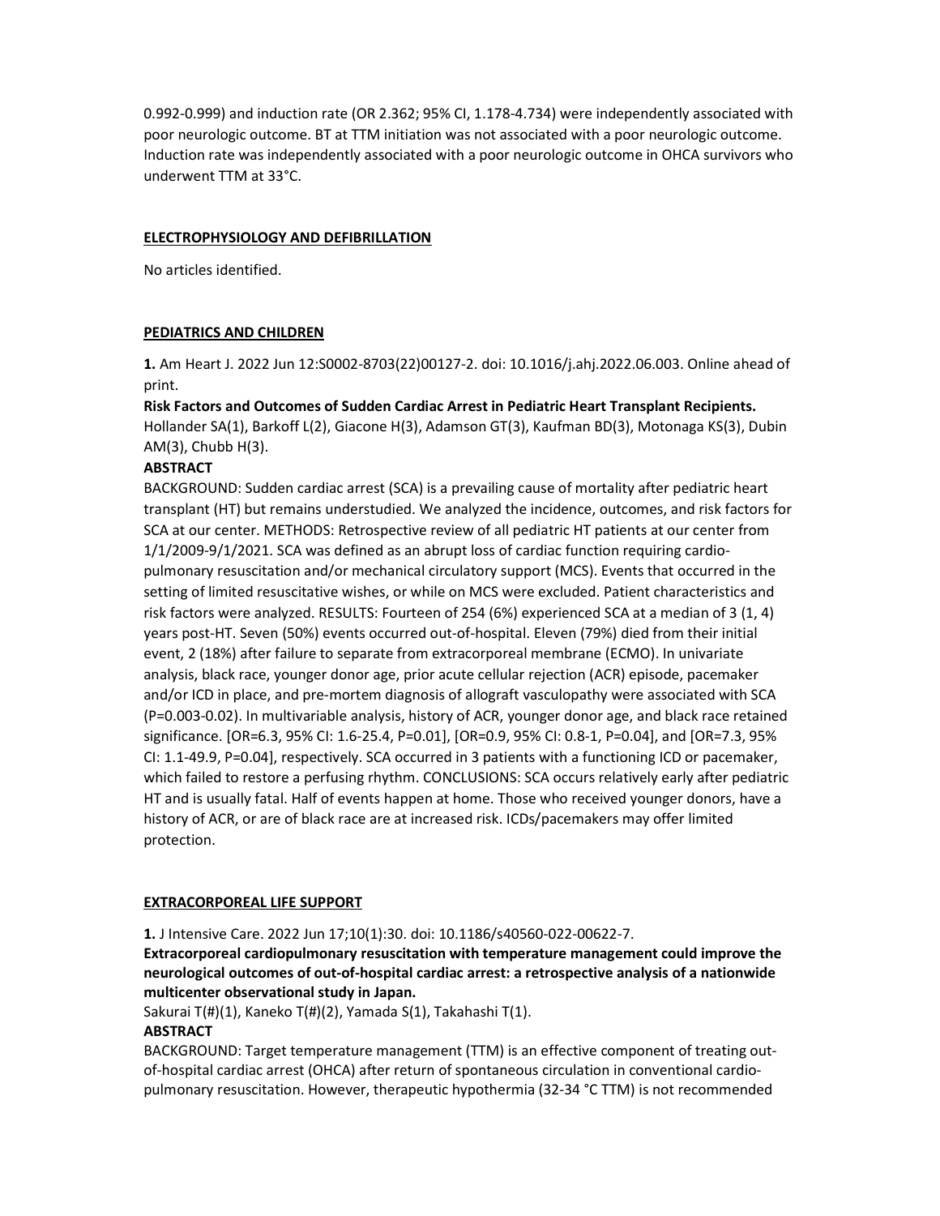0.992-0.999) and induction rate (OR 2.362; 95% CI, 1.178-4.734) were independently associated with poor neurologic outcome. BT at TTM initiation was not associated with a poor neurologic outcome. Induction rate was independently associated with a poor neurologic outcome in OHCA survivors who underwent TTM at 33°C.

## ELECTROPHYSIOLOGY AND DEFIBRILLATION

No articles identified.

## PEDIATRICS AND CHILDREN

**1.** Am Heart J. 2022 Jun 12:S0002-8703(22)00127-2. doi: 10.1016/j.ahj.2022.06.003. Online ahead of print.

**Risk Factors and Outcomes of Sudden Cardiac Arrest in Pediatric Heart Transplant Recipients.**
Hollander SA(1), Barkoff L(2), Giacone H(3), Adamson GT(3), Kaufman BD(3), Motonaga KS(3), Dubin AM(3), Chubb H(3).

**ABSTRACT**

BACKGROUND: Sudden cardiac arrest (SCA) is a prevailing cause of mortality after pediatric heart transplant (HT) but remains understudied. We analyzed the incidence, outcomes, and risk factors for SCA at our center. METHODS: Retrospective review of all pediatric HT patients at our center from 1/1/2009-9/1/2021. SCA was defined as an abrupt loss of cardiac function requiring cardio-pulmonary resuscitation and/or mechanical circulatory support (MCS). Events that occurred in the setting of limited resuscitative wishes, or while on MCS were excluded. Patient characteristics and risk factors were analyzed. RESULTS: Fourteen of 254 (6%) experienced SCA at a median of 3 (1, 4) years post-HT. Seven (50%) events occurred out-of-hospital. Eleven (79%) died from their initial event, 2 (18%) after failure to separate from extracorporeal membrane (ECMO). In univariate analysis, black race, younger donor age, prior acute cellular rejection (ACR) episode, pacemaker and/or ICD in place, and pre-mortem diagnosis of allograft vasculopathy were associated with SCA (P=0.003-0.02). In multivariable analysis, history of ACR, younger donor age, and black race retained significance. [OR=6.3, 95% CI: 1.6-25.4, P=0.01], [OR=0.9, 95% CI: 0.8-1, P=0.04], and [OR=7.3, 95% CI: 1.1-49.9, P=0.04], respectively. SCA occurred in 3 patients with a functioning ICD or pacemaker, which failed to restore a perfusing rhythm. CONCLUSIONS: SCA occurs relatively early after pediatric HT and is usually fatal. Half of events happen at home. Those who received younger donors, have a history of ACR, or are of black race are at increased risk. ICDs/pacemakers may offer limited protection.

## EXTRACORPOREAL LIFE SUPPORT

**1.** J Intensive Care. 2022 Jun 17;10(1):30. doi: 10.1186/s40560-022-00622-7.

**Extracorporeal cardiopulmonary resuscitation with temperature management could improve the neurological outcomes of out-of-hospital cardiac arrest: a retrospective analysis of a nationwide multicenter observational study in Japan.**
Sakurai T(#)(1), Kaneko T(#)(2), Yamada S(1), Takahashi T(1).

**ABSTRACT**

BACKGROUND: Target temperature management (TTM) is an effective component of treating out-of-hospital cardiac arrest (OHCA) after return of spontaneous circulation in conventional cardio-pulmonary resuscitation. However, therapeutic hypothermia (32-34 °C TTM) is not recommended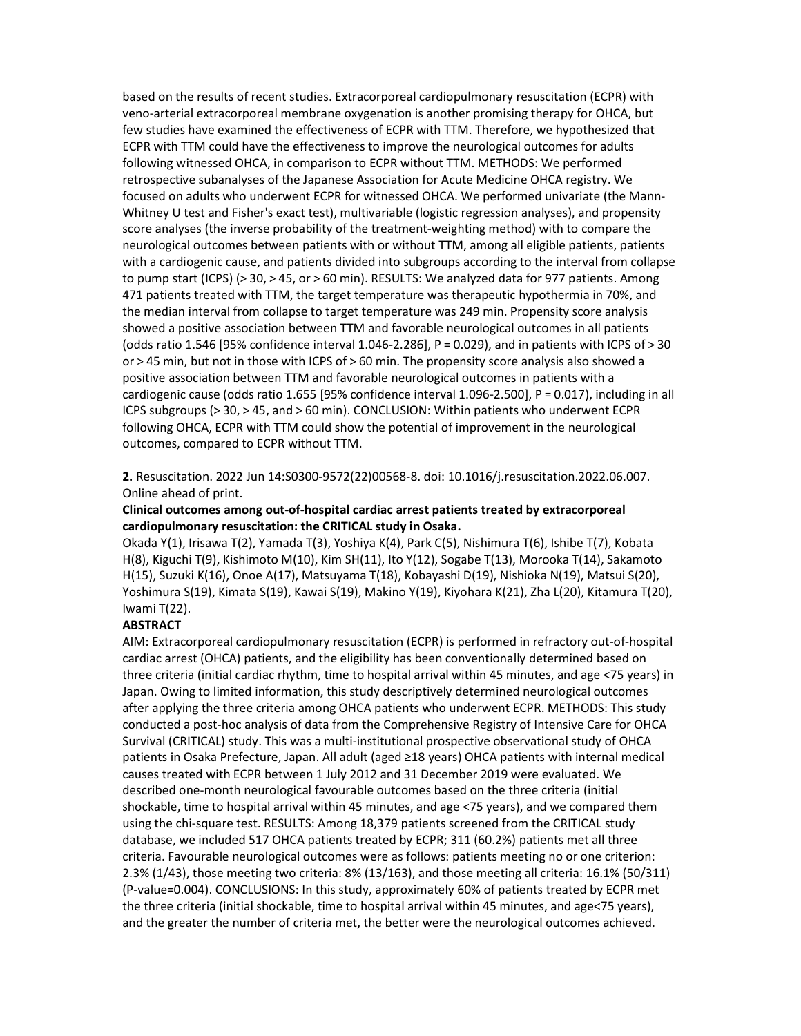based on the results of recent studies. Extracorporeal cardiopulmonary resuscitation (ECPR) with veno-arterial extracorporeal membrane oxygenation is another promising therapy for OHCA, but few studies have examined the effectiveness of ECPR with TTM. Therefore, we hypothesized that ECPR with TTM could have the effectiveness to improve the neurological outcomes for adults following witnessed OHCA, in comparison to ECPR without TTM. METHODS: We performed retrospective subanalyses of the Japanese Association for Acute Medicine OHCA registry. We focused on adults who underwent ECPR for witnessed OHCA. We performed univariate (the Mann-Whitney U test and Fisher's exact test), multivariable (logistic regression analyses), and propensity score analyses (the inverse probability of the treatment-weighting method) with to compare the neurological outcomes between patients with or without TTM, among all eligible patients, patients with a cardiogenic cause, and patients divided into subgroups according to the interval from collapse to pump start (ICPS) (> 30, > 45, or > 60 min). RESULTS: We analyzed data for 977 patients. Among 471 patients treated with TTM, the target temperature was therapeutic hypothermia in 70%, and the median interval from collapse to target temperature was 249 min. Propensity score analysis showed a positive association between TTM and favorable neurological outcomes in all patients (odds ratio 1.546 [95% confidence interval 1.046-2.286], P = 0.029), and in patients with ICPS of > 30 or > 45 min, but not in those with ICPS of > 60 min. The propensity score analysis also showed a positive association between TTM and favorable neurological outcomes in patients with a cardiogenic cause (odds ratio 1.655 [95% confidence interval 1.096-2.500], P = 0.017), including in all ICPS subgroups (> 30, > 45, and > 60 min). CONCLUSION: Within patients who underwent ECPR following OHCA, ECPR with TTM could show the potential of improvement in the neurological outcomes, compared to ECPR without TTM.

**2.** Resuscitation. 2022 Jun 14:S0300-9572(22)00568-8. doi: 10.1016/j.resuscitation.2022.06.007. Online ahead of print.

**Clinical outcomes among out-of-hospital cardiac arrest patients treated by extracorporeal cardiopulmonary resuscitation: the CRITICAL study in Osaka.**

Okada Y(1), Irisawa T(2), Yamada T(3), Yoshiya K(4), Park C(5), Nishimura T(6), Ishibe T(7), Kobata H(8), Kiguchi T(9), Kishimoto M(10), Kim SH(11), Ito Y(12), Sogabe T(13), Morooka T(14), Sakamoto H(15), Suzuki K(16), Onoe A(17), Matsuyama T(18), Kobayashi D(19), Nishioka N(19), Matsui S(20), Yoshimura S(19), Kimata S(19), Kawai S(19), Makino Y(19), Kiyohara K(21), Zha L(20), Kitamura T(20), Iwami T(22).

**ABSTRACT**

AIM: Extracorporeal cardiopulmonary resuscitation (ECPR) is performed in refractory out-of-hospital cardiac arrest (OHCA) patients, and the eligibility has been conventionally determined based on three criteria (initial cardiac rhythm, time to hospital arrival within 45 minutes, and age <75 years) in Japan. Owing to limited information, this study descriptively determined neurological outcomes after applying the three criteria among OHCA patients who underwent ECPR. METHODS: This study conducted a post-hoc analysis of data from the Comprehensive Registry of Intensive Care for OHCA Survival (CRITICAL) study. This was a multi-institutional prospective observational study of OHCA patients in Osaka Prefecture, Japan. All adult (aged ≥18 years) OHCA patients with internal medical causes treated with ECPR between 1 July 2012 and 31 December 2019 were evaluated. We described one-month neurological favourable outcomes based on the three criteria (initial shockable, time to hospital arrival within 45 minutes, and age <75 years), and we compared them using the chi-square test. RESULTS: Among 18,379 patients screened from the CRITICAL study database, we included 517 OHCA patients treated by ECPR; 311 (60.2%) patients met all three criteria. Favourable neurological outcomes were as follows: patients meeting no or one criterion: 2.3% (1/43), those meeting two criteria: 8% (13/163), and those meeting all criteria: 16.1% (50/311) (P-value=0.004). CONCLUSIONS: In this study, approximately 60% of patients treated by ECPR met the three criteria (initial shockable, time to hospital arrival within 45 minutes, and age<75 years), and the greater the number of criteria met, the better were the neurological outcomes achieved.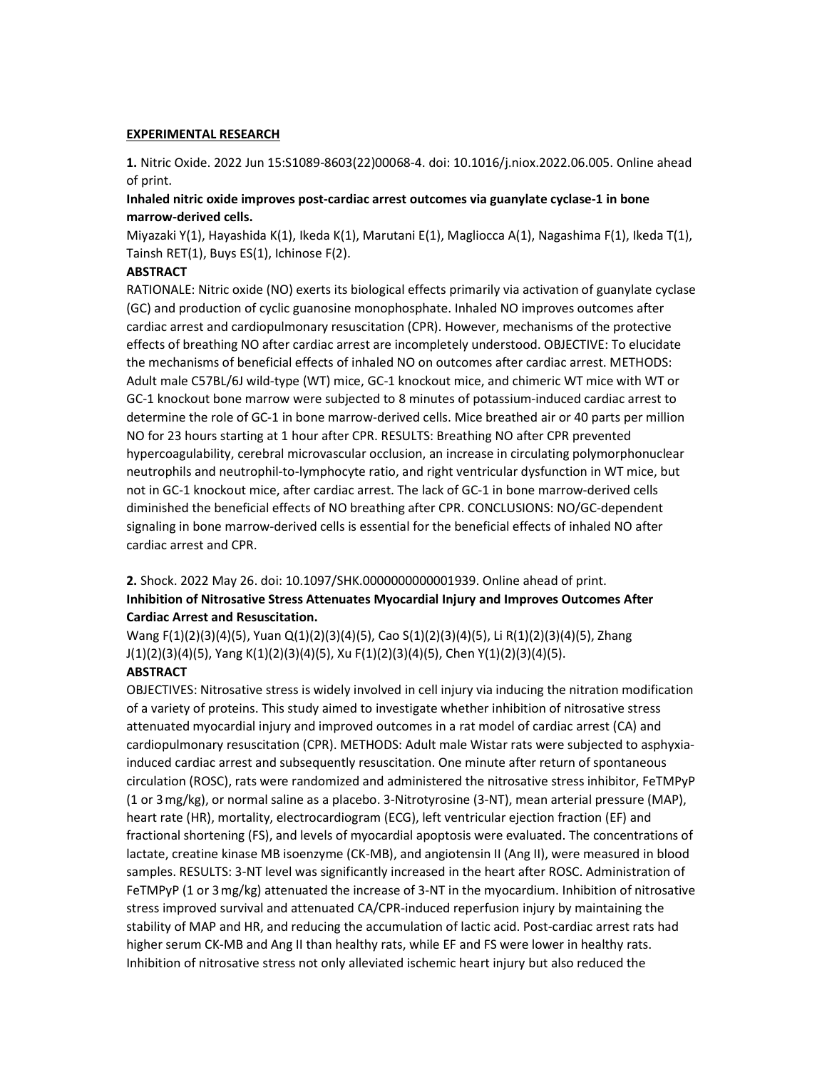**EXPERIMENTAL RESEARCH**

**1.** Nitric Oxide. 2022 Jun 15:S1089-8603(22)00068-4. doi: 10.1016/j.niox.2022.06.005. Online ahead of print.

**Inhaled nitric oxide improves post-cardiac arrest outcomes via guanylate cyclase-1 in bone marrow-derived cells.**

Miyazaki Y(1), Hayashida K(1), Ikeda K(1), Marutani E(1), Magliocca A(1), Nagashima F(1), Ikeda T(1), Tainsh RET(1), Buys ES(1), Ichinose F(2).

**ABSTRACT**

RATIONALE: Nitric oxide (NO) exerts its biological effects primarily via activation of guanylate cyclase (GC) and production of cyclic guanosine monophosphate. Inhaled NO improves outcomes after cardiac arrest and cardiopulmonary resuscitation (CPR). However, mechanisms of the protective effects of breathing NO after cardiac arrest are incompletely understood. OBJECTIVE: To elucidate the mechanisms of beneficial effects of inhaled NO on outcomes after cardiac arrest. METHODS: Adult male C57BL/6J wild-type (WT) mice, GC-1 knockout mice, and chimeric WT mice with WT or GC-1 knockout bone marrow were subjected to 8 minutes of potassium-induced cardiac arrest to determine the role of GC-1 in bone marrow-derived cells. Mice breathed air or 40 parts per million NO for 23 hours starting at 1 hour after CPR. RESULTS: Breathing NO after CPR prevented hypercoagulability, cerebral microvascular occlusion, an increase in circulating polymorphonuclear neutrophils and neutrophil-to-lymphocyte ratio, and right ventricular dysfunction in WT mice, but not in GC-1 knockout mice, after cardiac arrest. The lack of GC-1 in bone marrow-derived cells diminished the beneficial effects of NO breathing after CPR. CONCLUSIONS: NO/GC-dependent signaling in bone marrow-derived cells is essential for the beneficial effects of inhaled NO after cardiac arrest and CPR.

**2.** Shock. 2022 May 26. doi: 10.1097/SHK.0000000000001939. Online ahead of print.

**Inhibition of Nitrosative Stress Attenuates Myocardial Injury and Improves Outcomes After Cardiac Arrest and Resuscitation.**

Wang F(1)(2)(3)(4)(5), Yuan Q(1)(2)(3)(4)(5), Cao S(1)(2)(3)(4)(5), Li R(1)(2)(3)(4)(5), Zhang J(1)(2)(3)(4)(5), Yang K(1)(2)(3)(4)(5), Xu F(1)(2)(3)(4)(5), Chen Y(1)(2)(3)(4)(5).

**ABSTRACT**

OBJECTIVES: Nitrosative stress is widely involved in cell injury via inducing the nitration modification of a variety of proteins. This study aimed to investigate whether inhibition of nitrosative stress attenuated myocardial injury and improved outcomes in a rat model of cardiac arrest (CA) and cardiopulmonary resuscitation (CPR). METHODS: Adult male Wistar rats were subjected to asphyxia-induced cardiac arrest and subsequently resuscitation. One minute after return of spontaneous circulation (ROSC), rats were randomized and administered the nitrosative stress inhibitor, FeTMPyP (1 or 3 mg/kg), or normal saline as a placebo. 3-Nitrotyrosine (3-NT), mean arterial pressure (MAP), heart rate (HR), mortality, electrocardiogram (ECG), left ventricular ejection fraction (EF) and fractional shortening (FS), and levels of myocardial apoptosis were evaluated. The concentrations of lactate, creatine kinase MB isoenzyme (CK-MB), and angiotensin II (Ang II), were measured in blood samples. RESULTS: 3-NT level was significantly increased in the heart after ROSC. Administration of FeTMPyP (1 or 3 mg/kg) attenuated the increase of 3-NT in the myocardium. Inhibition of nitrosative stress improved survival and attenuated CA/CPR-induced reperfusion injury by maintaining the stability of MAP and HR, and reducing the accumulation of lactic acid. Post-cardiac arrest rats had higher serum CK-MB and Ang II than healthy rats, while EF and FS were lower in healthy rats. Inhibition of nitrosative stress not only alleviated ischemic heart injury but also reduced the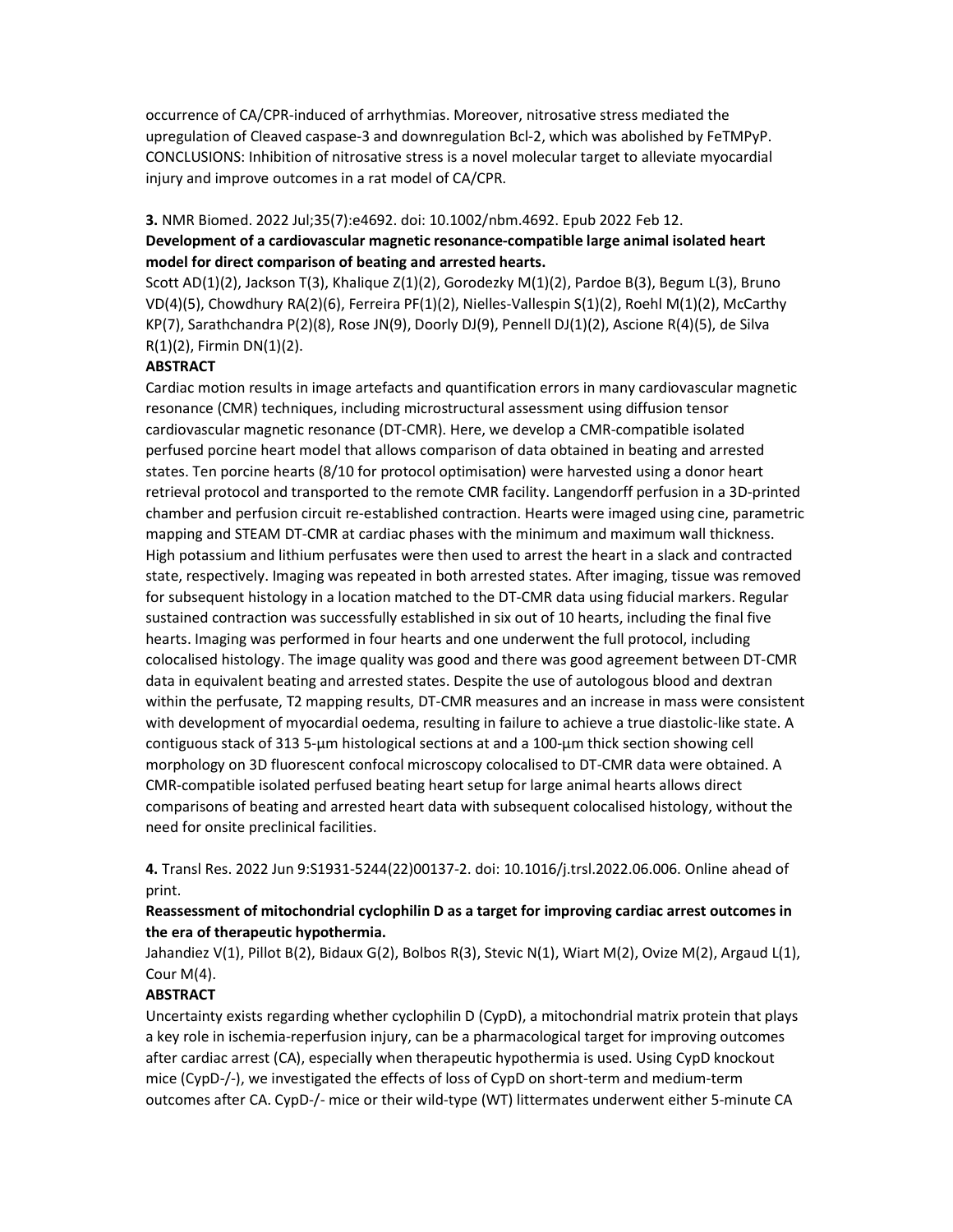occurrence of CA/CPR-induced of arrhythmias. Moreover, nitrosative stress mediated the upregulation of Cleaved caspase-3 and downregulation Bcl-2, which was abolished by FeTMPyP. CONCLUSIONS: Inhibition of nitrosative stress is a novel molecular target to alleviate myocardial injury and improve outcomes in a rat model of CA/CPR.

**3.** NMR Biomed. 2022 Jul;35(7):e4692. doi: 10.1002/nbm.4692. Epub 2022 Feb 12.

**Development of a cardiovascular magnetic resonance-compatible large animal isolated heart model for direct comparison of beating and arrested hearts.**

Scott AD(1)(2), Jackson T(3), Khalique Z(1)(2), Gorodezky M(1)(2), Pardoe B(3), Begum L(3), Bruno VD(4)(5), Chowdhury RA(2)(6), Ferreira PF(1)(2), Nielles-Vallespin S(1)(2), Roehl M(1)(2), McCarthy KP(7), Sarathchandra P(2)(8), Rose JN(9), Doorly DJ(9), Pennell DJ(1)(2), Ascione R(4)(5), de Silva R(1)(2), Firmin DN(1)(2).

**ABSTRACT**

Cardiac motion results in image artefacts and quantification errors in many cardiovascular magnetic resonance (CMR) techniques, including microstructural assessment using diffusion tensor cardiovascular magnetic resonance (DT-CMR). Here, we develop a CMR-compatible isolated perfused porcine heart model that allows comparison of data obtained in beating and arrested states. Ten porcine hearts (8/10 for protocol optimisation) were harvested using a donor heart retrieval protocol and transported to the remote CMR facility. Langendorff perfusion in a 3D-printed chamber and perfusion circuit re-established contraction. Hearts were imaged using cine, parametric mapping and STEAM DT-CMR at cardiac phases with the minimum and maximum wall thickness. High potassium and lithium perfusates were then used to arrest the heart in a slack and contracted state, respectively. Imaging was repeated in both arrested states. After imaging, tissue was removed for subsequent histology in a location matched to the DT-CMR data using fiducial markers. Regular sustained contraction was successfully established in six out of 10 hearts, including the final five hearts. Imaging was performed in four hearts and one underwent the full protocol, including colocalised histology. The image quality was good and there was good agreement between DT-CMR data in equivalent beating and arrested states. Despite the use of autologous blood and dextran within the perfusate, T2 mapping results, DT-CMR measures and an increase in mass were consistent with development of myocardial oedema, resulting in failure to achieve a true diastolic-like state. A contiguous stack of 313 5-µm histological sections at and a 100-µm thick section showing cell morphology on 3D fluorescent confocal microscopy colocalised to DT-CMR data were obtained. A CMR-compatible isolated perfused beating heart setup for large animal hearts allows direct comparisons of beating and arrested heart data with subsequent colocalised histology, without the need for onsite preclinical facilities.

**4.** Transl Res. 2022 Jun 9:S1931-5244(22)00137-2. doi: 10.1016/j.trsl.2022.06.006. Online ahead of print.

**Reassessment of mitochondrial cyclophilin D as a target for improving cardiac arrest outcomes in the era of therapeutic hypothermia.**

Jahandiez V(1), Pillot B(2), Bidaux G(2), Bolbos R(3), Stevic N(1), Wiart M(2), Ovize M(2), Argaud L(1), Cour M(4).

**ABSTRACT**

Uncertainty exists regarding whether cyclophilin D (CypD), a mitochondrial matrix protein that plays a key role in ischemia-reperfusion injury, can be a pharmacological target for improving outcomes after cardiac arrest (CA), especially when therapeutic hypothermia is used. Using CypD knockout mice (CypD-/-), we investigated the effects of loss of CypD on short-term and medium-term outcomes after CA. CypD-/- mice or their wild-type (WT) littermates underwent either 5-minute CA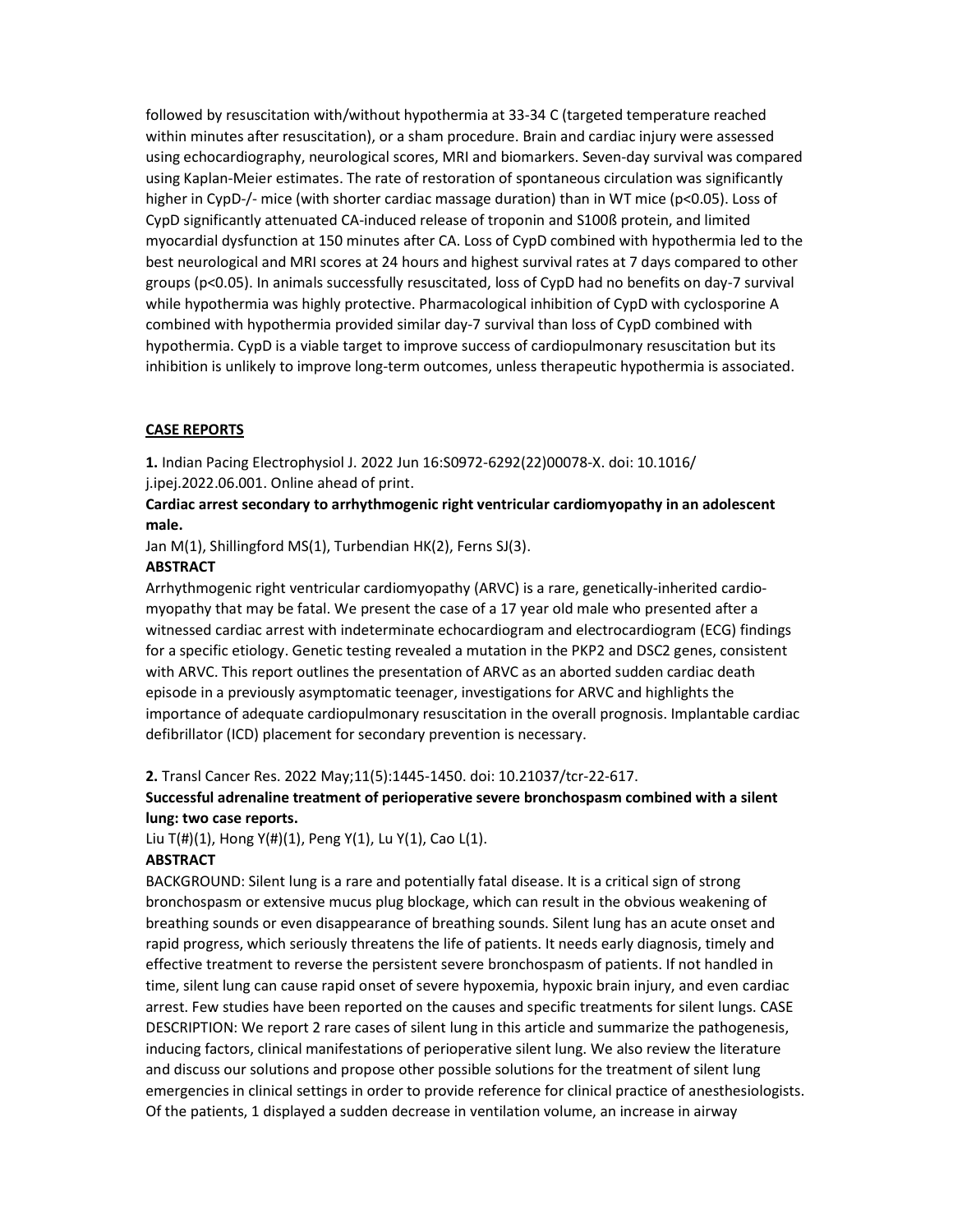followed by resuscitation with/without hypothermia at 33-34 C (targeted temperature reached within minutes after resuscitation), or a sham procedure. Brain and cardiac injury were assessed using echocardiography, neurological scores, MRI and biomarkers. Seven-day survival was compared using Kaplan-Meier estimates. The rate of restoration of spontaneous circulation was significantly higher in CypD-/- mice (with shorter cardiac massage duration) than in WT mice ($p<0.05$). Loss of CypD significantly attenuated CA-induced release of troponin and S100ß protein, and limited myocardial dysfunction at 150 minutes after CA. Loss of CypD combined with hypothermia led to the best neurological and MRI scores at 24 hours and highest survival rates at 7 days compared to other groups ($p<0.05$). In animals successfully resuscitated, loss of CypD had no benefits on day-7 survival while hypothermia was highly protective. Pharmacological inhibition of CypD with cyclosporine A combined with hypothermia provided similar day-7 survival than loss of CypD combined with hypothermia. CypD is a viable target to improve success of cardiopulmonary resuscitation but its inhibition is unlikely to improve long-term outcomes, unless therapeutic hypothermia is associated.

## CASE REPORTS

**1.** Indian Pacing Electrophysiol J. 2022 Jun 16:S0972-6292(22)00078-X. doi: 10.1016/ j.ipej.2022.06.001. Online ahead of print.

**Cardiac arrest secondary to arrhythmogenic right ventricular cardiomyopathy in an adolescent male.**

Jan M(1), Shillingford MS(1), Turbendian HK(2), Ferns SJ(3).

**ABSTRACT**

Arrhythmogenic right ventricular cardiomyopathy (ARVC) is a rare, genetically-inherited cardio-myopathy that may be fatal. We present the case of a 17 year old male who presented after a witnessed cardiac arrest with indeterminate echocardiogram and electrocardiogram (ECG) findings for a specific etiology. Genetic testing revealed a mutation in the PKP2 and DSC2 genes, consistent with ARVC. This report outlines the presentation of ARVC as an aborted sudden cardiac death episode in a previously asymptomatic teenager, investigations for ARVC and highlights the importance of adequate cardiopulmonary resuscitation in the overall prognosis. Implantable cardiac defibrillator (ICD) placement for secondary prevention is necessary.

**2.** Transl Cancer Res. 2022 May;11(5):1445-1450. doi: 10.21037/tcr-22-617.

**Successful adrenaline treatment of perioperative severe bronchospasm combined with a silent lung: two case reports.**

Liu T(#)(1), Hong Y(#)(1), Peng Y(1), Lu Y(1), Cao L(1).

**ABSTRACT**

BACKGROUND: Silent lung is a rare and potentially fatal disease. It is a critical sign of strong bronchospasm or extensive mucus plug blockage, which can result in the obvious weakening of breathing sounds or even disappearance of breathing sounds. Silent lung has an acute onset and rapid progress, which seriously threatens the life of patients. It needs early diagnosis, timely and effective treatment to reverse the persistent severe bronchospasm of patients. If not handled in time, silent lung can cause rapid onset of severe hypoxemia, hypoxic brain injury, and even cardiac arrest. Few studies have been reported on the causes and specific treatments for silent lungs. CASE DESCRIPTION: We report 2 rare cases of silent lung in this article and summarize the pathogenesis, inducing factors, clinical manifestations of perioperative silent lung. We also review the literature and discuss our solutions and propose other possible solutions for the treatment of silent lung emergencies in clinical settings in order to provide reference for clinical practice of anesthesiologists. Of the patients, 1 displayed a sudden decrease in ventilation volume, an increase in airway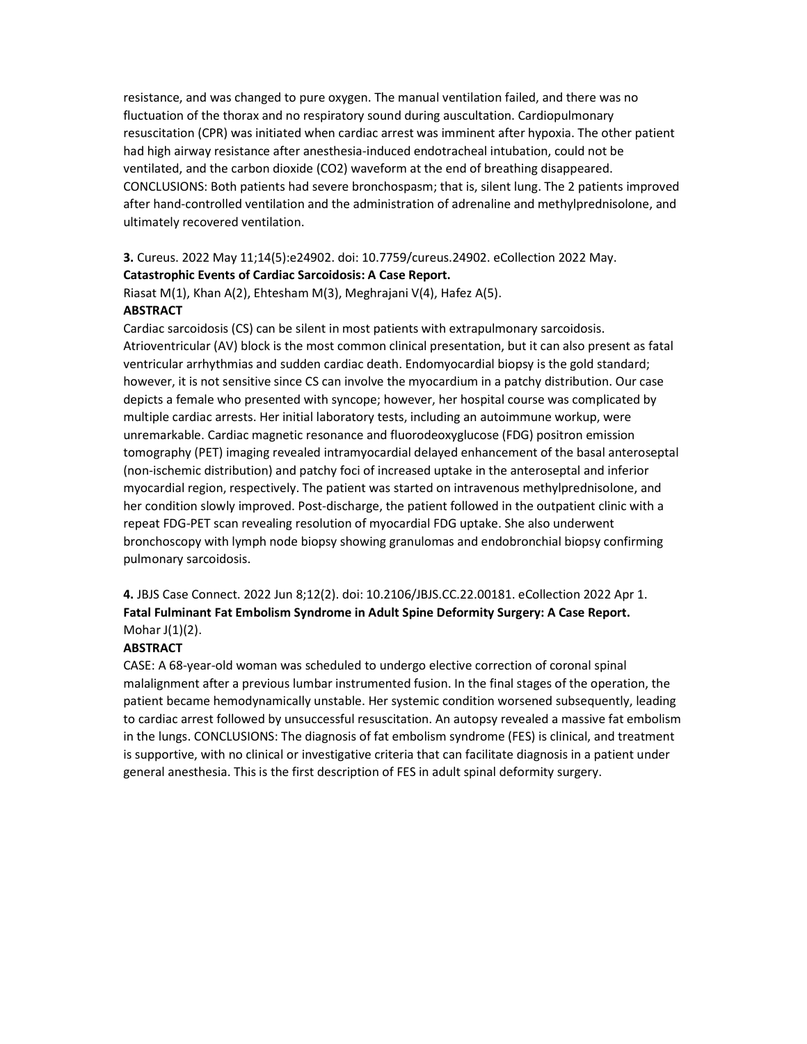resistance, and was changed to pure oxygen. The manual ventilation failed, and there was no fluctuation of the thorax and no respiratory sound during auscultation. Cardiopulmonary resuscitation (CPR) was initiated when cardiac arrest was imminent after hypoxia. The other patient had high airway resistance after anesthesia-induced endotracheal intubation, could not be ventilated, and the carbon dioxide ($CO_2$) waveform at the end of breathing disappeared. CONCLUSIONS: Both patients had severe bronchospasm; that is, silent lung. The 2 patients improved after hand-controlled ventilation and the administration of adrenaline and methylprednisolone, and ultimately recovered ventilation.

**3.** Cureus. 2022 May 11;14(5):e24902. doi: 10.7759/cureus.24902. eCollection 2022 May.
**Catastrophic Events of Cardiac Sarcoidosis: A Case Report.**
Riasat M(1), Khan A(2), Ehtesham M(3), Meghrajani V(4), Hafez A(5).

**ABSTRACT**

Cardiac sarcoidosis (CS) can be silent in most patients with extrapulmonary sarcoidosis. Atrioventricular (AV) block is the most common clinical presentation, but it can also present as fatal ventricular arrhythmias and sudden cardiac death. Endomyocardial biopsy is the gold standard; however, it is not sensitive since CS can involve the myocardium in a patchy distribution. Our case depicts a female who presented with syncope; however, her hospital course was complicated by multiple cardiac arrests. Her initial laboratory tests, including an autoimmune workup, were unremarkable. Cardiac magnetic resonance and fluorodeoxyglucose (FDG) positron emission tomography (PET) imaging revealed intramyocardial delayed enhancement of the basal anteroseptal (non-ischemic distribution) and patchy foci of increased uptake in the anteroseptal and inferior myocardial region, respectively. The patient was started on intravenous methylprednisolone, and her condition slowly improved. Post-discharge, the patient followed in the outpatient clinic with a repeat FDG-PET scan revealing resolution of myocardial FDG uptake. She also underwent bronchoscopy with lymph node biopsy showing granulomas and endobronchial biopsy confirming pulmonary sarcoidosis.

**4.** JBJS Case Connect. 2022 Jun 8;12(2). doi: 10.2106/JBJS.CC.22.00181. eCollection 2022 Apr 1.
**Fatal Fulminant Fat Embolism Syndrome in Adult Spine Deformity Surgery: A Case Report.**
Mohar J(1)(2).

**ABSTRACT**

CASE: A 68-year-old woman was scheduled to undergo elective correction of coronal spinal malalignment after a previous lumbar instrumented fusion. In the final stages of the operation, the patient became hemodynamically unstable. Her systemic condition worsened subsequently, leading to cardiac arrest followed by unsuccessful resuscitation. An autopsy revealed a massive fat embolism in the lungs. CONCLUSIONS: The diagnosis of fat embolism syndrome (FES) is clinical, and treatment is supportive, with no clinical or investigative criteria that can facilitate diagnosis in a patient under general anesthesia. This is the first description of FES in adult spinal deformity surgery.